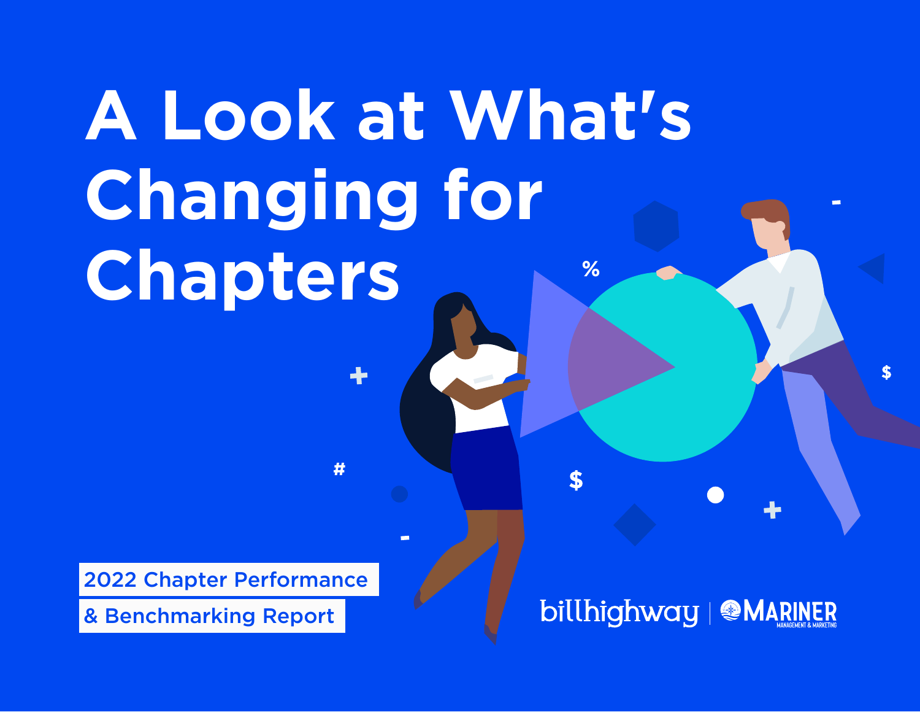# A Look at What's Changing for Chapters

2022 Chapter Performance & Benchmarking Report

billhighway | MARINER MANAGEMENT & MARKETING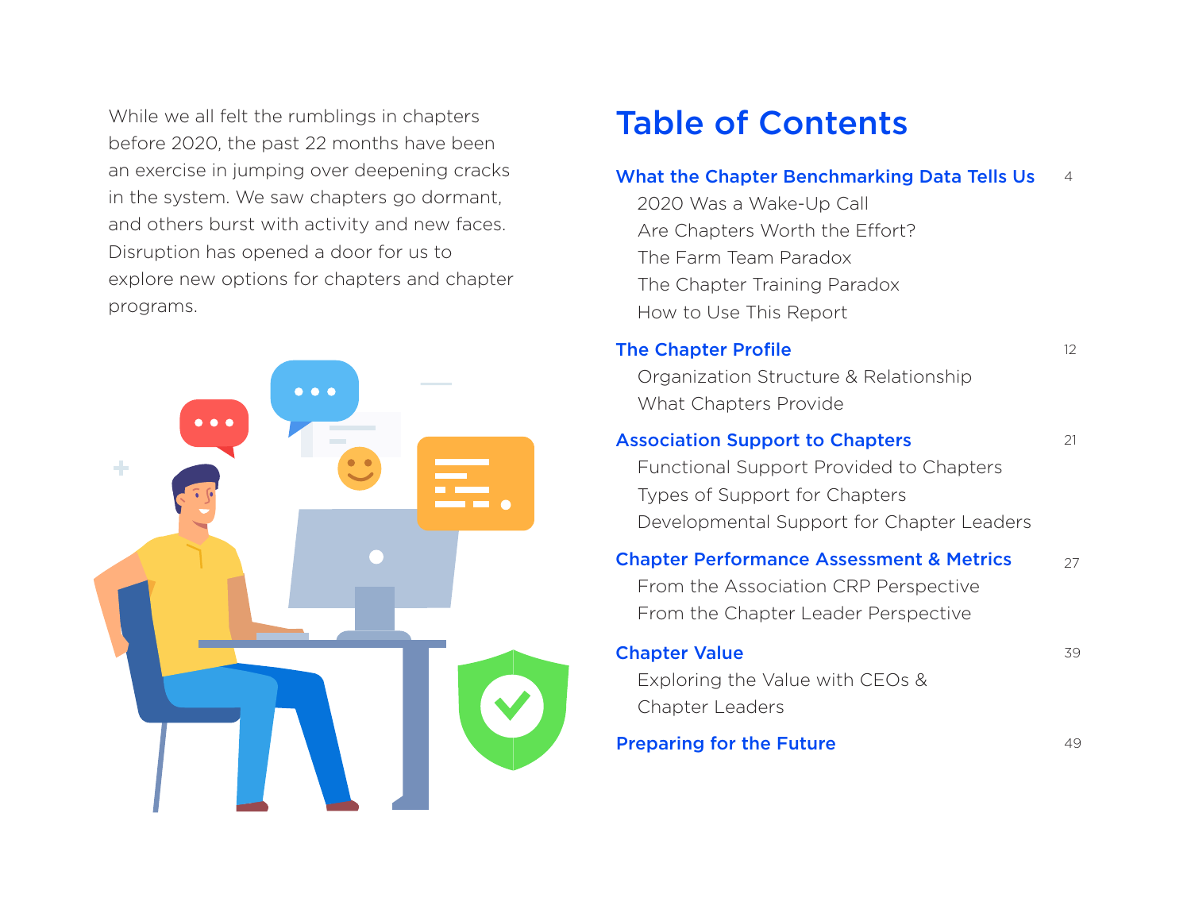While we all felt the rumblings in chapters before 2020, the past 22 months have been an exercise in jumping over deepening cracks in the system. We saw chapters go dormant, and others burst with activity and new faces. Disruption has opened a door for us to explore new options for chapters and chapter programs.

# Table of Contents

**What the Chapter Benchmarking Data Tells Us** — 4

- 2020 Was a Wake-Up Call
- Are Chapters Worth the Effort?
- The Farm Team Paradox
- The Chapter Training Paradox
- How to Use This Report

**The Chapter Profile** — 12

- Organization Structure & Relationship
- What Chapters Provide

**Association Support to Chapters** — 21

- Functional Support Provided to Chapters
- Types of Support for Chapters
- Developmental Support for Chapter Leaders

**Chapter Performance Assessment & Metrics** — 27

- From the Association CRP Perspective
- From the Chapter Leader Perspective

**Chapter Value** — 39

- Exploring the Value with CEOs & Chapter Leaders

**Preparing for the Future** — 49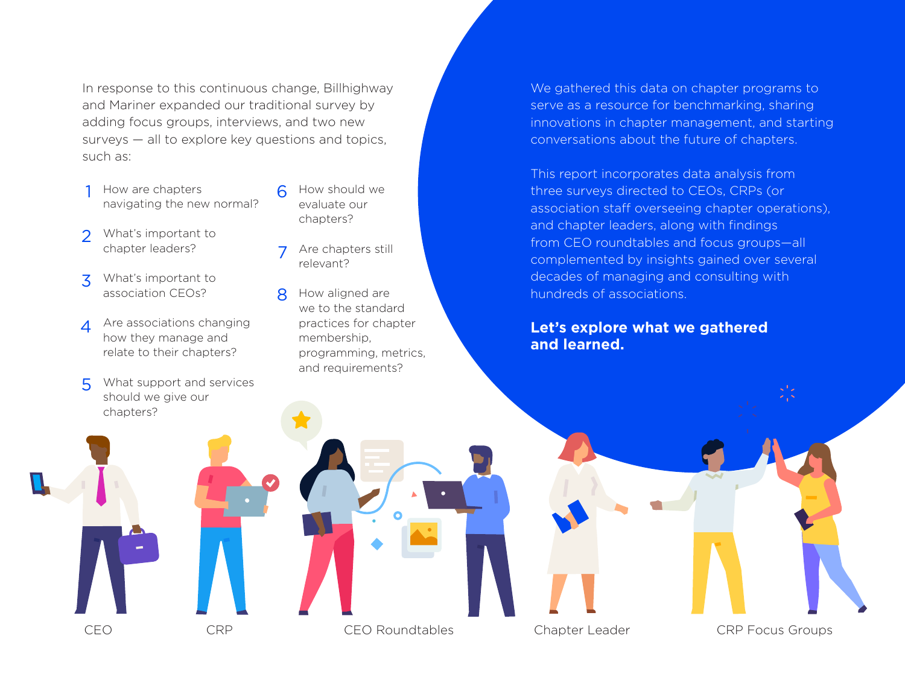In response to this continuous change, Billhighway and Mariner expanded our traditional survey by adding focus groups, interviews, and two new surveys — all to explore key questions and topics, such as:

1. How are chapters navigating the new normal?
2. What's important to chapter leaders?
3. What's important to association CEOs?
4. Are associations changing how they manage and relate to their chapters?
5. What support and services should we give our chapters?
6. How should we evaluate our chapters?
7. Are chapters still relevant?
8. How aligned are we to the standard practices for chapter membership, programming, metrics, and requirements?

We gathered this data on chapter programs to serve as a resource for benchmarking, sharing innovations in chapter management, and starting conversations about the future of chapters.

This report incorporates data analysis from three surveys directed to CEOs, CRPs (or association staff overseeing chapter operations), and chapter leaders, along with findings from CEO roundtables and focus groups—all complemented by insights gained over several decades of managing and consulting with hundreds of associations.

**Let's explore what we gathered and learned.**

CEO | CRP | CEO Roundtables | Chapter Leader | CRP Focus Groups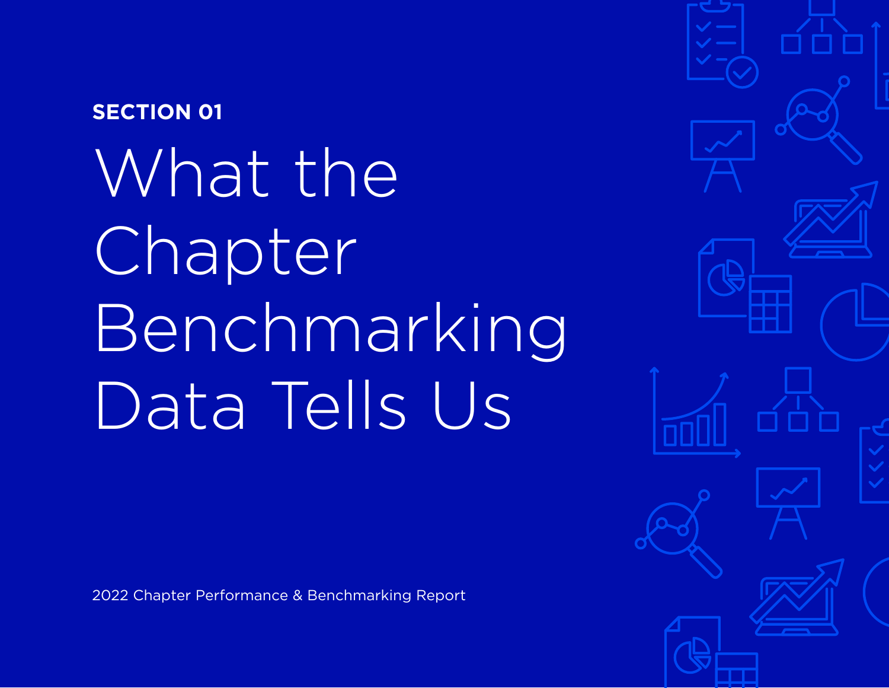SECTION 01

# What the Chapter Benchmarking Data Tells Us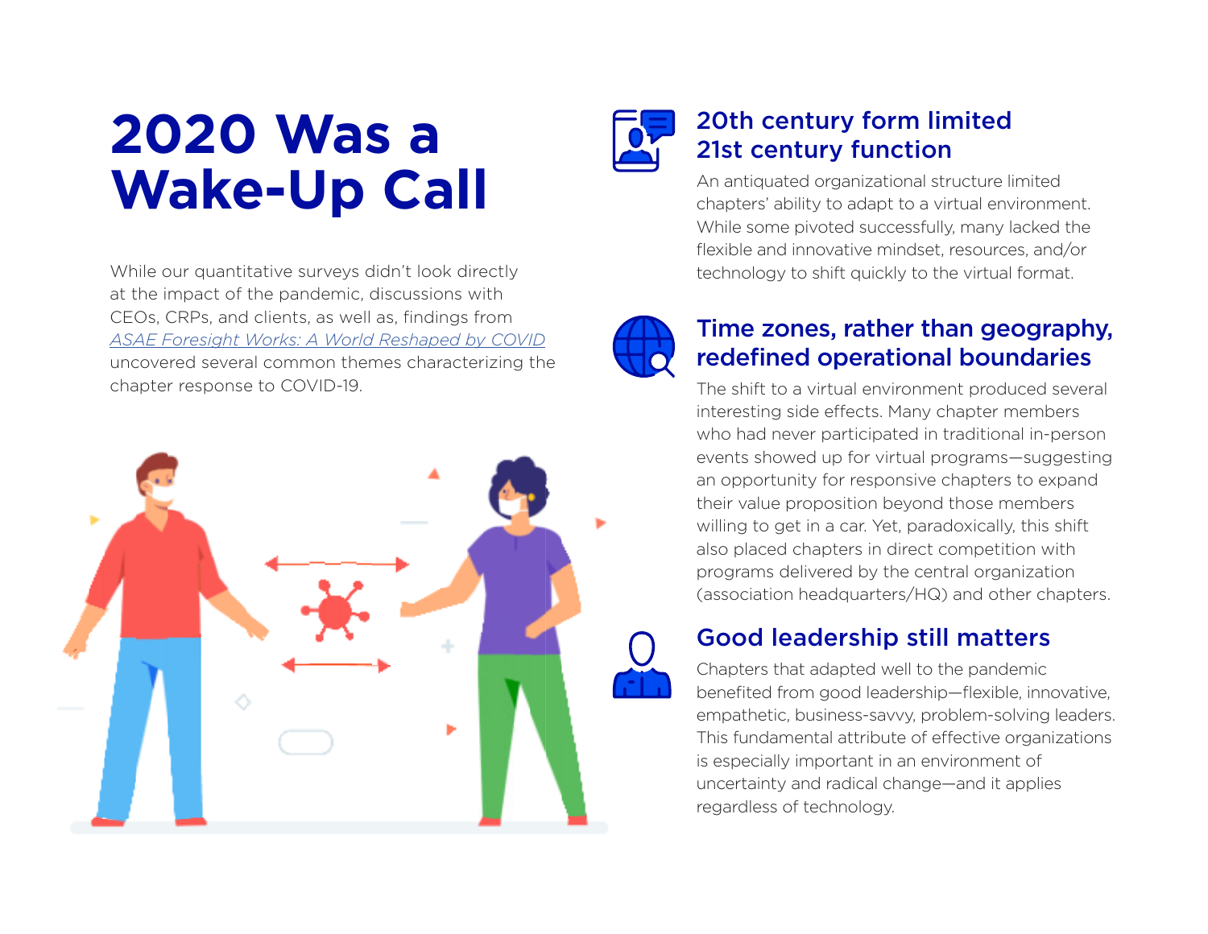# 2020 Was a Wake-Up Call

While our quantitative surveys didn't look directly at the impact of the pandemic, discussions with CEOs, CRPs, and clients, as well as, findings from *ASAE Foresight Works: A World Reshaped by COVID* uncovered several common themes characterizing the chapter response to COVID-19.

## 20th century form limited 21st century function

An antiquated organizational structure limited chapters' ability to adapt to a virtual environment. While some pivoted successfully, many lacked the flexible and innovative mindset, resources, and/or technology to shift quickly to the virtual format.

## Time zones, rather than geography, redefined operational boundaries

The shift to a virtual environment produced several interesting side effects. Many chapter members who had never participated in traditional in-person events showed up for virtual programs—suggesting an opportunity for responsive chapters to expand their value proposition beyond those members willing to get in a car. Yet, paradoxically, this shift also placed chapters in direct competition with programs delivered by the central organization (association headquarters/HQ) and other chapters.

## Good leadership still matters

Chapters that adapted well to the pandemic benefited from good leadership—flexible, innovative, empathetic, business-savvy, problem-solving leaders. This fundamental attribute of effective organizations is especially important in an environment of uncertainty and radical change—and it applies regardless of technology.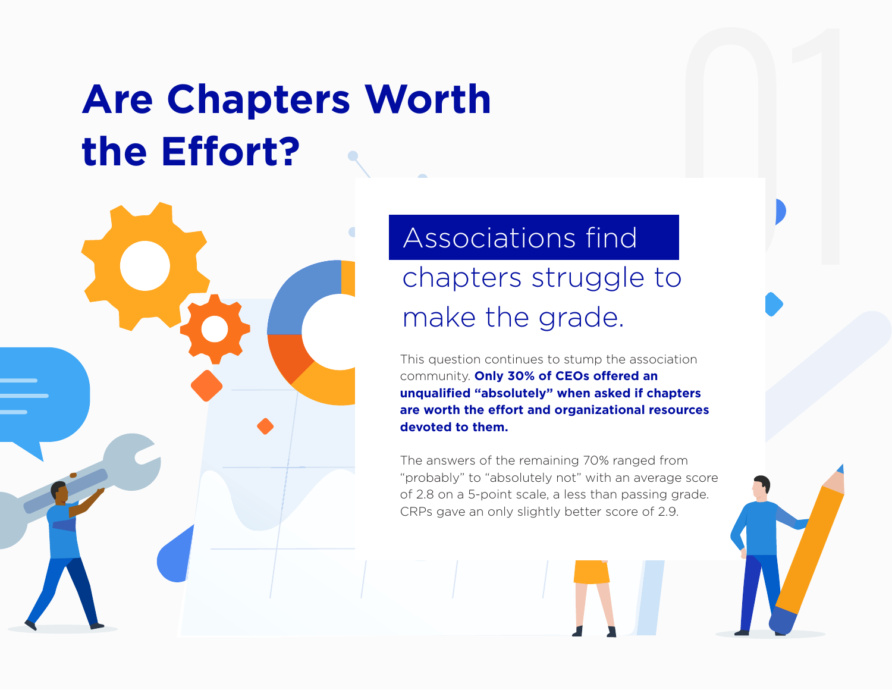# Are Chapters Worth the Effort?

## Associations find chapters struggle to make the grade.

This question continues to stump the association community. **Only 30% of CEOs offered an unqualified "absolutely" when asked if chapters are worth the effort and organizational resources devoted to them.**

The answers of the remaining 70% ranged from "probably" to "absolutely not" with an average score of 2.8 on a 5-point scale, a less than passing grade. CRPs gave an only slightly better score of 2.9.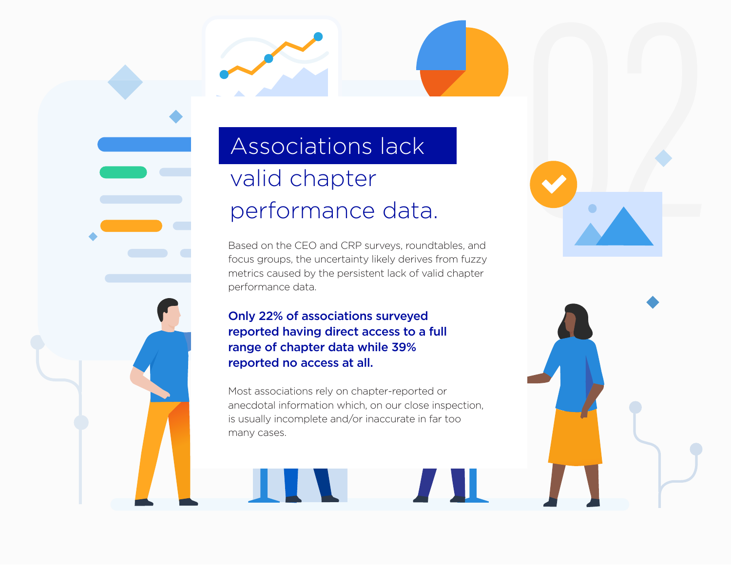# Associations lack valid chapter performance data.

Based on the CEO and CRP surveys, roundtables, and focus groups, the uncertainty likely derives from fuzzy metrics caused by the persistent lack of valid chapter performance data.

**Only 22% of associations surveyed reported having direct access to a full range of chapter data while 39% reported no access at all.**

Most associations rely on chapter-reported or anecdotal information which, on our close inspection, is usually incomplete and/or inaccurate in far too many cases.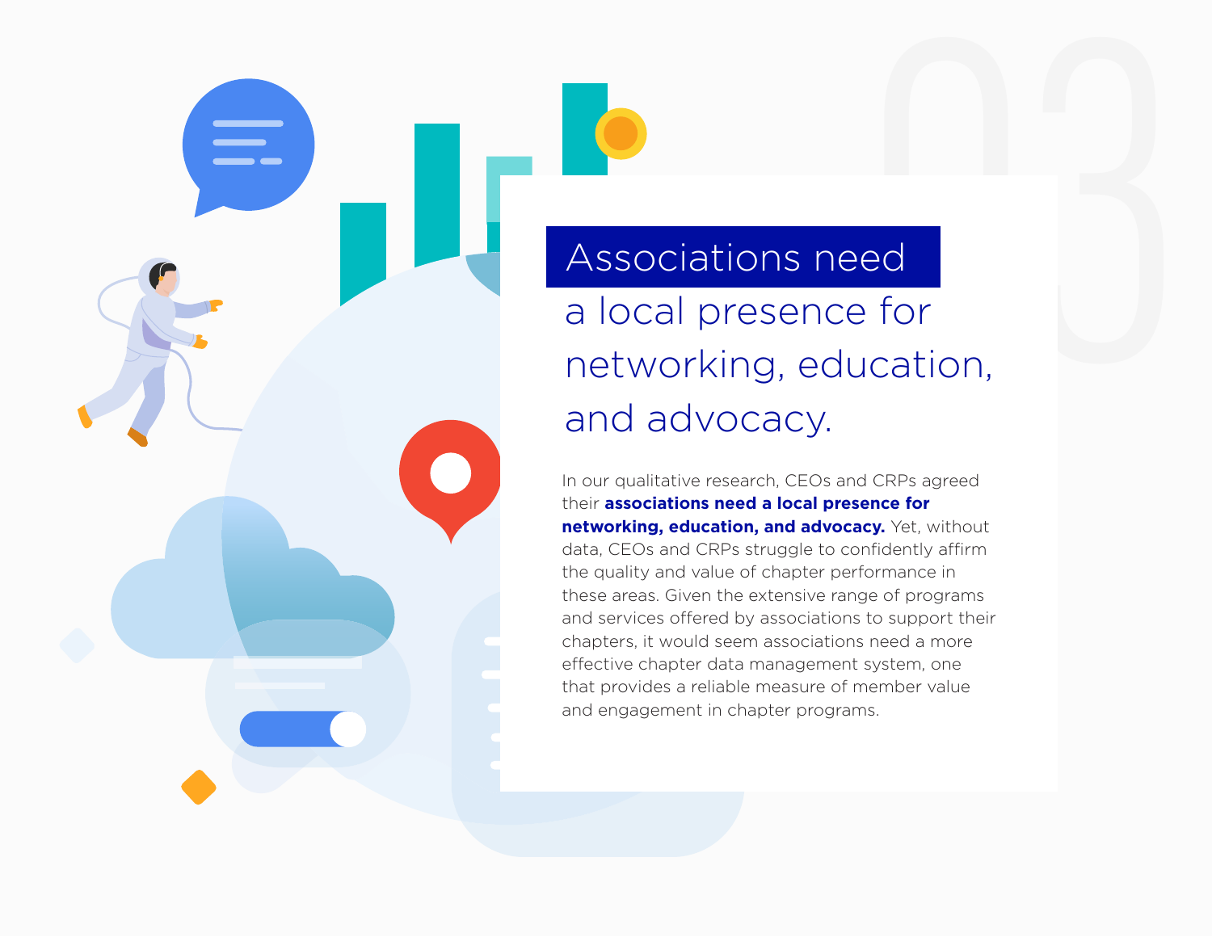# Associations need a local presence for networking, education, and advocacy.

In our qualitative research, CEOs and CRPs agreed their **associations need a local presence for networking, education, and advocacy.** Yet, without data, CEOs and CRPs struggle to confidently affirm the quality and value of chapter performance in these areas. Given the extensive range of programs and services offered by associations to support their chapters, it would seem associations need a more effective chapter data management system, one that provides a reliable measure of member value and engagement in chapter programs.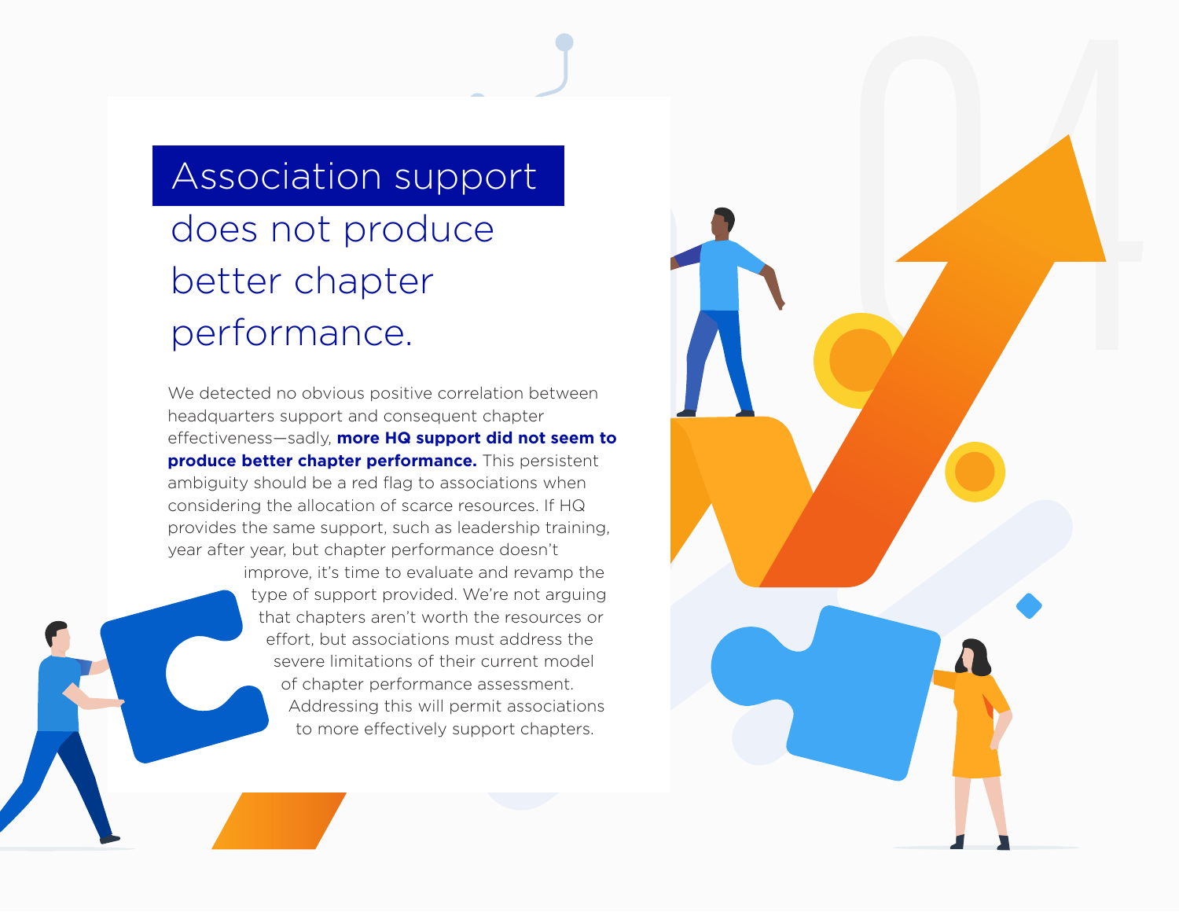# Association support does not produce better chapter performance.

We detected no obvious positive correlation between headquarters support and consequent chapter effectiveness—sadly, **more HQ support did not seem to produce better chapter performance.** This persistent ambiguity should be a red flag to associations when considering the allocation of scarce resources. If HQ provides the same support, such as leadership training, year after year, but chapter performance doesn't improve, it's time to evaluate and revamp the type of support provided. We're not arguing that chapters aren't worth the resources or effort, but associations must address the severe limitations of their current model of chapter performance assessment. Addressing this will permit associations to more effectively support chapters.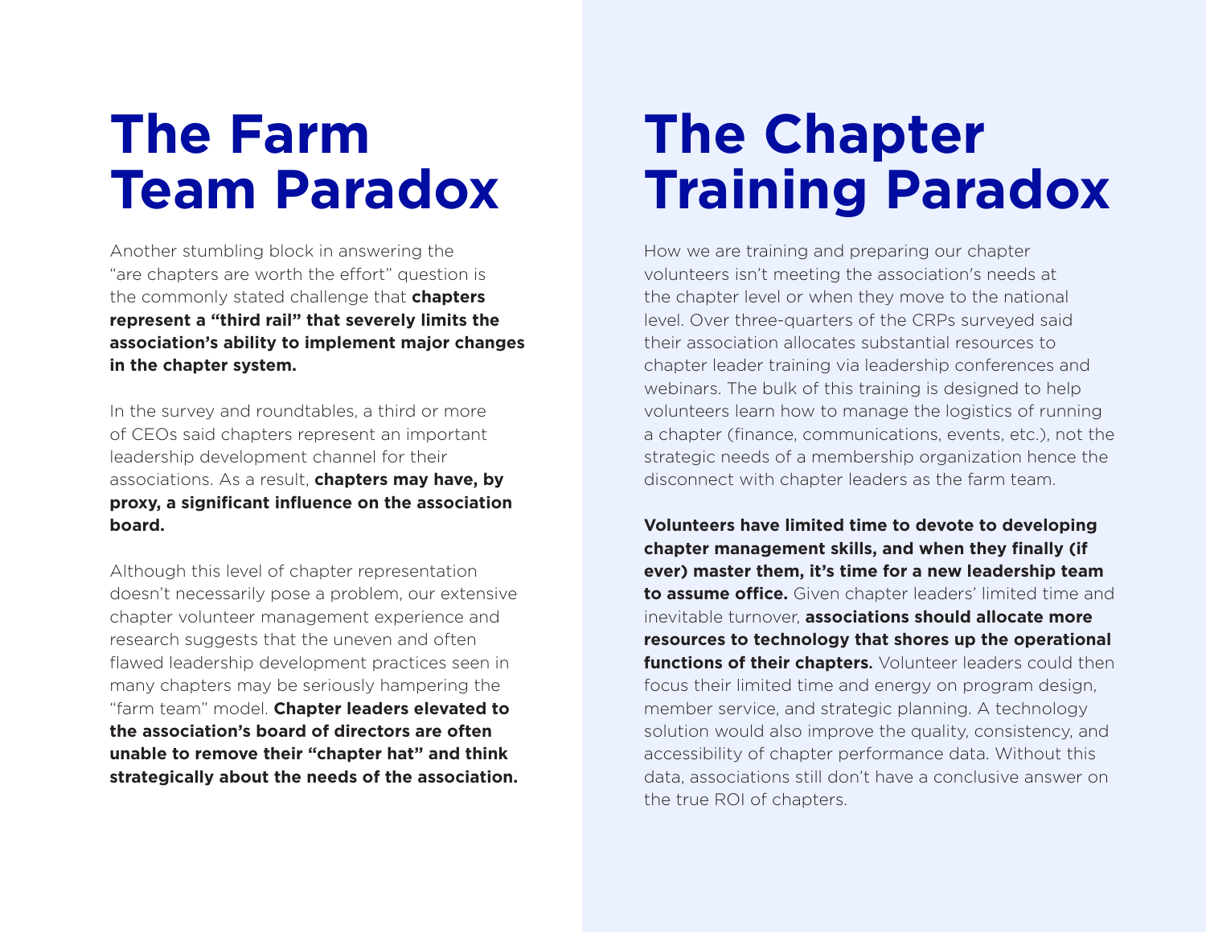# The Farm Team Paradox

Another stumbling block in answering the "are chapters are worth the effort" question is the commonly stated challenge that **chapters represent a "third rail" that severely limits the association's ability to implement major changes in the chapter system.**

In the survey and roundtables, a third or more of CEOs said chapters represent an important leadership development channel for their associations. As a result, **chapters may have, by proxy, a significant influence on the association board.**

Although this level of chapter representation doesn't necessarily pose a problem, our extensive chapter volunteer management experience and research suggests that the uneven and often flawed leadership development practices seen in many chapters may be seriously hampering the "farm team" model. **Chapter leaders elevated to the association's board of directors are often unable to remove their "chapter hat" and think strategically about the needs of the association.**

# The Chapter Training Paradox

How we are training and preparing our chapter volunteers isn't meeting the association's needs at the chapter level or when they move to the national level. Over three-quarters of the CRPs surveyed said their association allocates substantial resources to chapter leader training via leadership conferences and webinars. The bulk of this training is designed to help volunteers learn how to manage the logistics of running a chapter (finance, communications, events, etc.), not the strategic needs of a membership organization hence the disconnect with chapter leaders as the farm team.

**Volunteers have limited time to devote to developing chapter management skills, and when they finally (if ever) master them, it's time for a new leadership team to assume office.** Given chapter leaders' limited time and inevitable turnover, **associations should allocate more resources to technology that shores up the operational functions of their chapters.** Volunteer leaders could then focus their limited time and energy on program design, member service, and strategic planning. A technology solution would also improve the quality, consistency, and accessibility of chapter performance data. Without this data, associations still don't have a conclusive answer on the true ROI of chapters.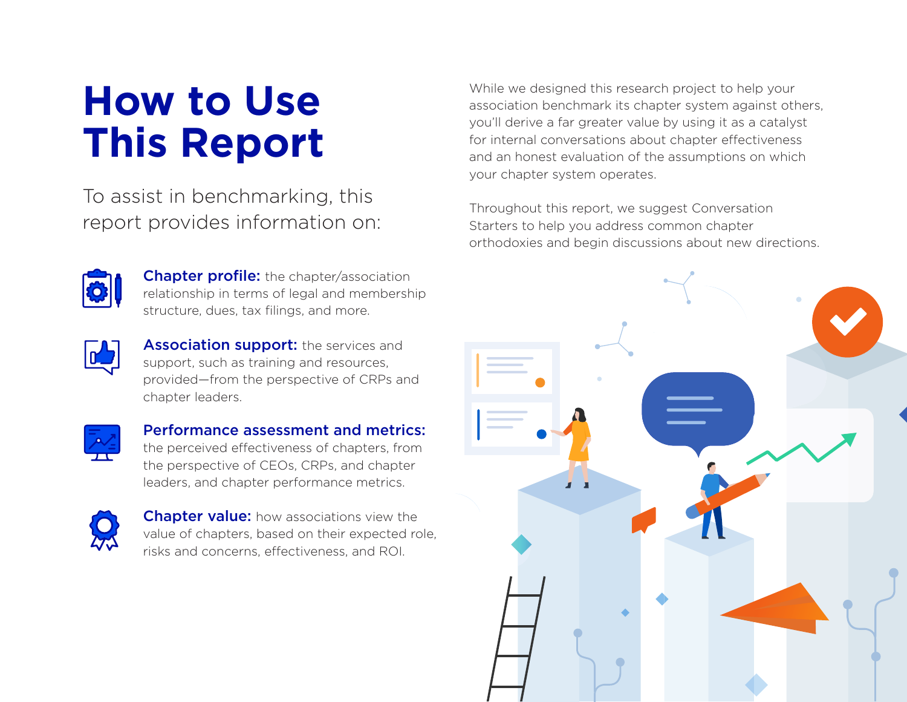# How to Use This Report

To assist in benchmarking, this report provides information on:

**Chapter profile:** the chapter/association relationship in terms of legal and membership structure, dues, tax filings, and more.

**Association support:** the services and support, such as training and resources, provided—from the perspective of CRPs and chapter leaders.

**Performance assessment and metrics:** the perceived effectiveness of chapters, from the perspective of CEOs, CRPs, and chapter leaders, and chapter performance metrics.

**Chapter value:** how associations view the value of chapters, based on their expected role, risks and concerns, effectiveness, and ROI.

While we designed this research project to help your association benchmark its chapter system against others, you'll derive a far greater value by using it as a catalyst for internal conversations about chapter effectiveness and an honest evaluation of the assumptions on which your chapter system operates.

Throughout this report, we suggest Conversation Starters to help you address common chapter orthodoxies and begin discussions about new directions.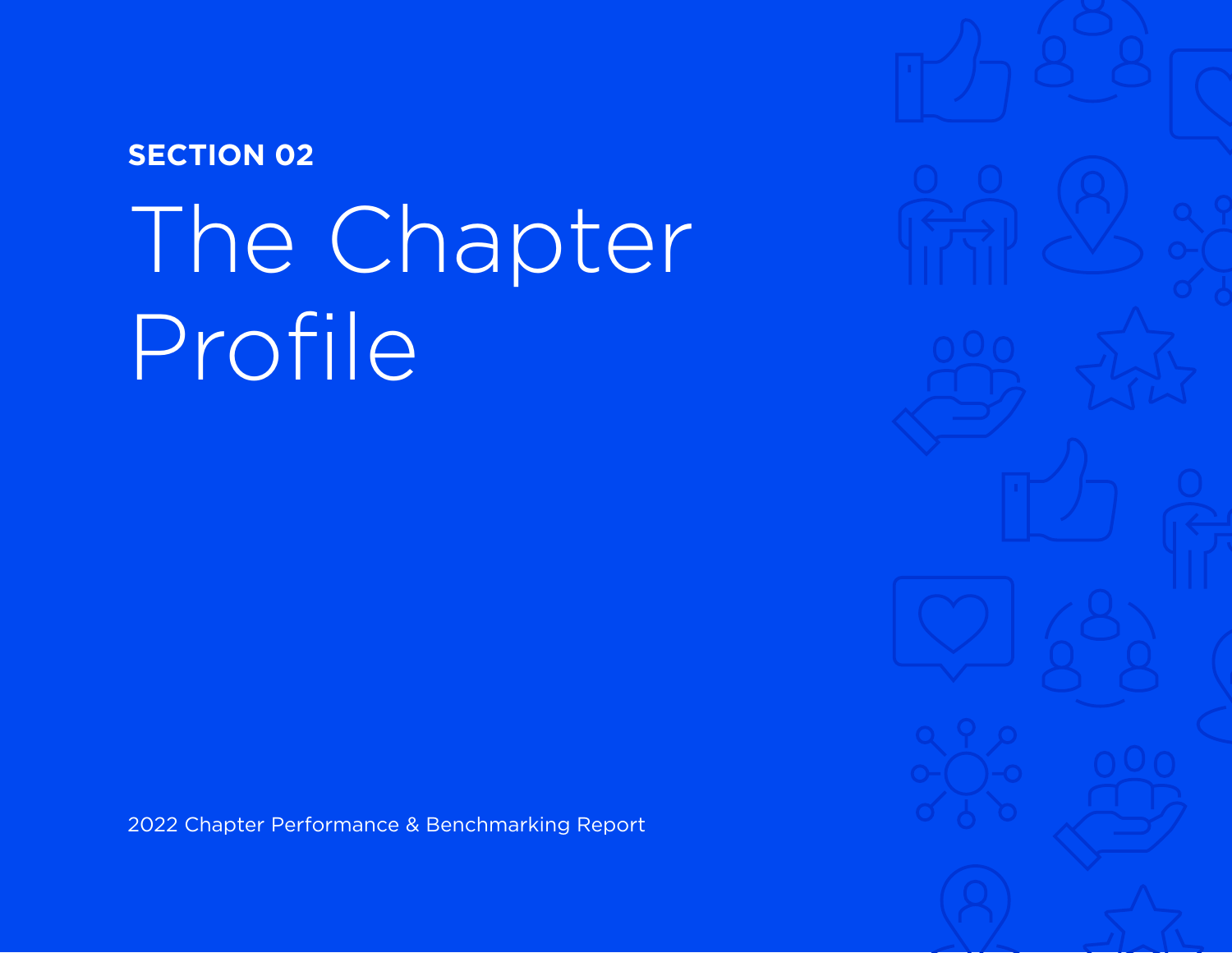SECTION 02

# The Chapter Profile

2022 Chapter Performance & Benchmarking Report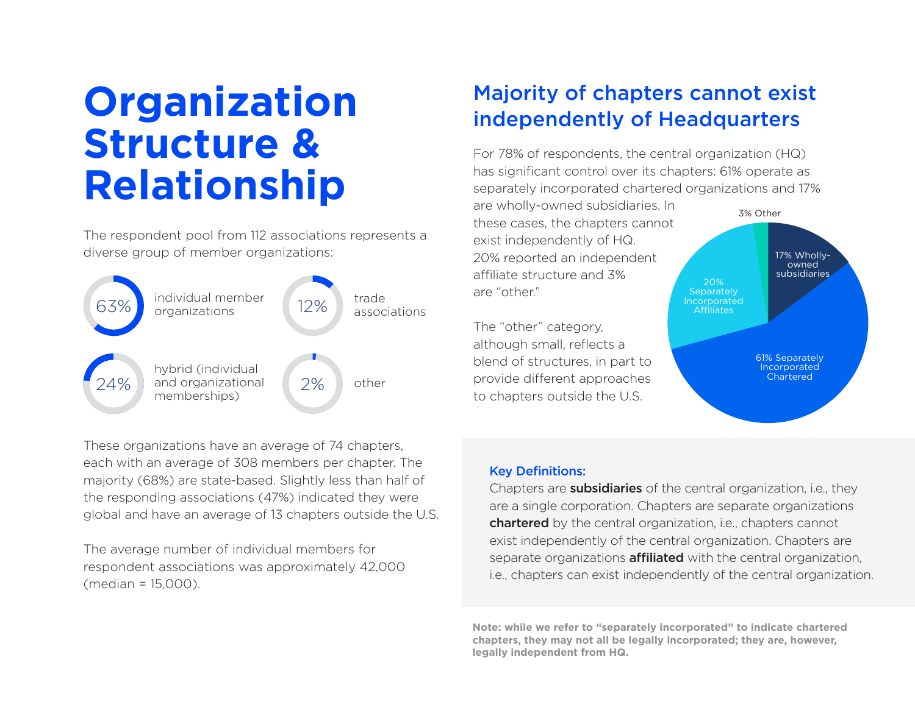# Organization Structure & Relationship

The respondent pool from 112 associations represents a diverse group of member organizations:

- 63% individual member organizations
- 12% trade associations
- 24% hybrid (individual and organizational memberships)
- 2% other

These organizations have an average of 74 chapters, each with an average of 308 members per chapter. The majority (68%) are state-based. Slightly less than half of the responding associations (47%) indicated they were global and have an average of 13 chapters outside the U.S.

The average number of individual members for respondent associations was approximately 42,000 (median = 15,000).

## Majority of chapters cannot exist independently of Headquarters

For 78% of respondents, the central organization (HQ) has significant control over its chapters: 61% operate as separately incorporated chartered organizations and 17% are wholly-owned subsidiaries. In these cases, the chapters cannot exist independently of HQ. 20% reported an independent affiliate structure and 3% are "other."

The "other" category, although small, reflects a blend of structures, in part to provide different approaches to chapters outside the U.S.

- 3% Other
- 17% Wholly-owned subsidiaries
- 20% Separately Incorporated Affiliates
- 61% Separately Incorporated Chartered

**Key Definitions:**

Chapters are **subsidiaries** of the central organization, i.e., they are a single corporation. Chapters are separate organizations **chartered** by the central organization, i.e., chapters cannot exist independently of the central organization. Chapters are separate organizations **affiliated** with the central organization, i.e., chapters can exist independently of the central organization.

**Note: while we refer to "separately incorporated" to indicate chartered chapters, they may not all be legally incorporated; they are, however, legally independent from HQ.**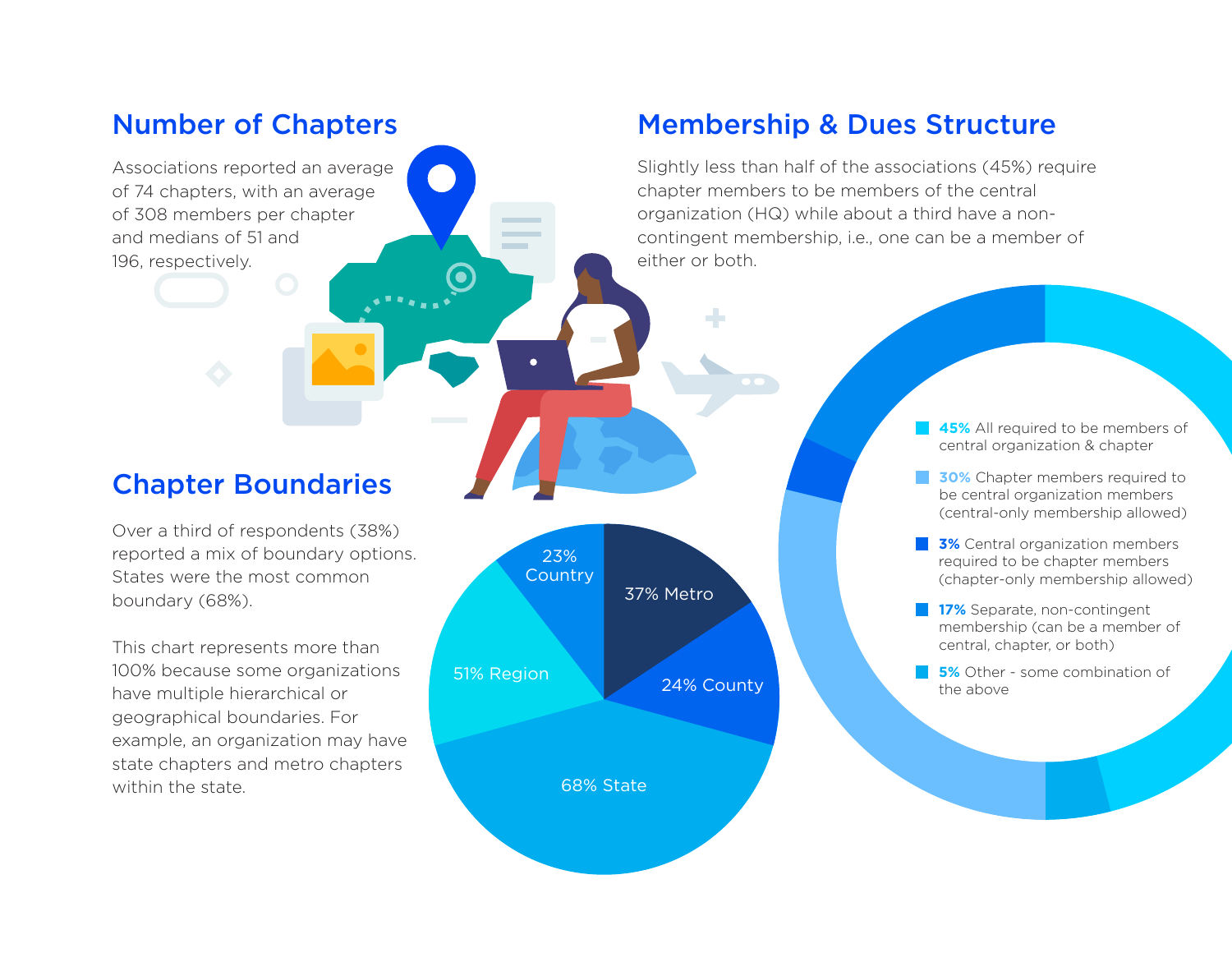## Number of Chapters

Associations reported an average of 74 chapters, with an average of 308 members per chapter and medians of 51 and 196, respectively.

## Chapter Boundaries

Over a third of respondents (38%) reported a mix of boundary options. States were the most common boundary (68%).

This chart represents more than 100% because some organizations have multiple hierarchical or geographical boundaries. For example, an organization may have state chapters and metro chapters within the state.

- 37% Metro
- 24% County
- 68% State
- 51% Region
- 23% Country

## Membership & Dues Structure

Slightly less than half of the associations (45%) require chapter members to be members of the central organization (HQ) while about a third have a non-contingent membership, i.e., one can be a member of either or both.

- **45%** All required to be members of central organization & chapter
- **30%** Chapter members required to be central organization members (central-only membership allowed)
- **3%** Central organization members required to be chapter members (chapter-only membership allowed)
- **17%** Separate, non-contingent membership (can be a member of central, chapter, or both)
- **5%** Other - some combination of the above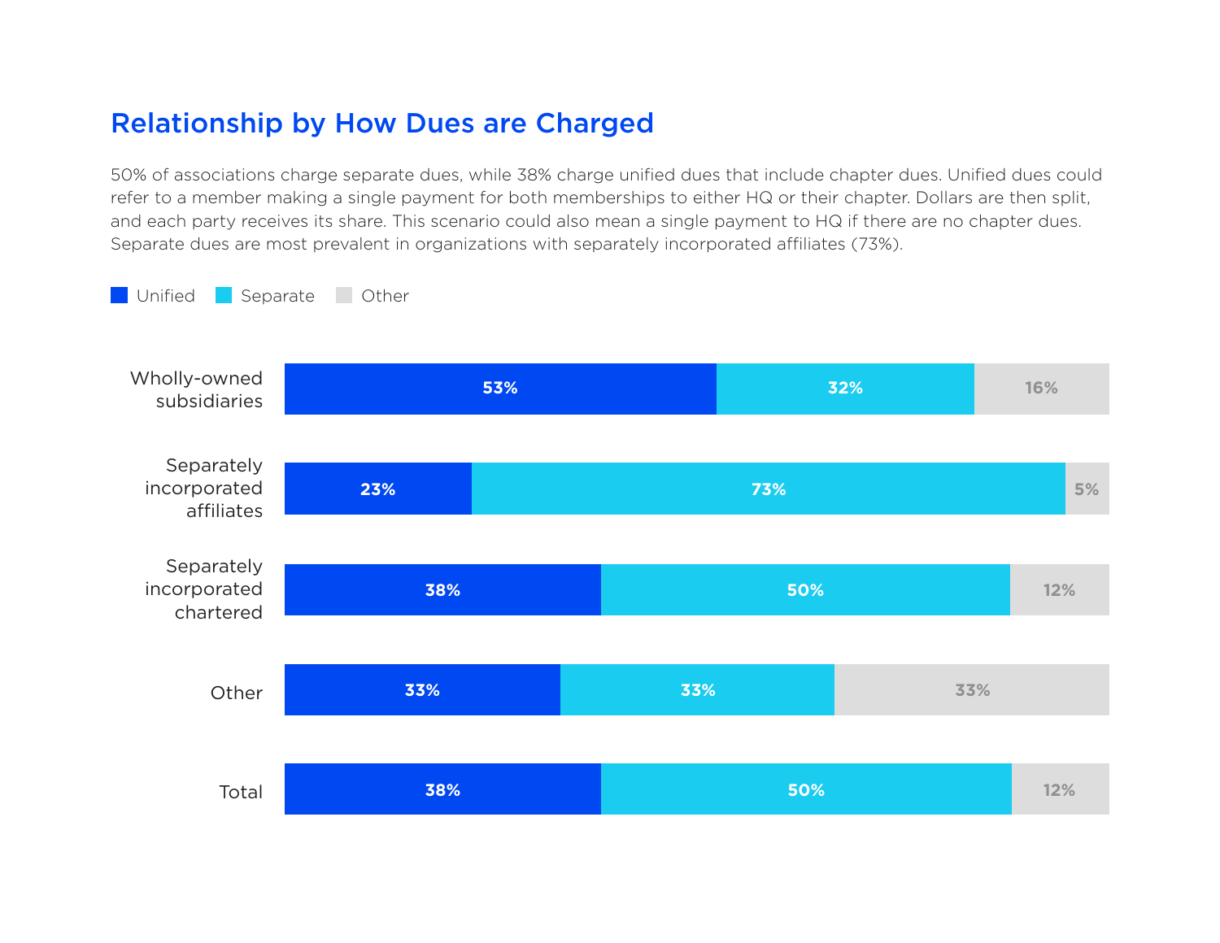## Relationship by How Dues are Charged

50% of associations charge separate dues, while 38% charge unified dues that include chapter dues. Unified dues could refer to a member making a single payment for both memberships to either HQ or their chapter. Dollars are then split, and each party receives its share. This scenario could also mean a single payment to HQ if there are no chapter dues. Separate dues are most prevalent in organizations with separately incorporated affiliates (73%).

| | Unified | Separate | Other |
|---|---|---|---|
| Wholly-owned subsidiaries | 53% | 32% | 16% |
| Separately incorporated affiliates | 23% | 73% | 5% |
| Separately incorporated chartered | 38% | 50% | 12% |
| Other | 33% | 33% | 33% |
| Total | 38% | 50% | 12% |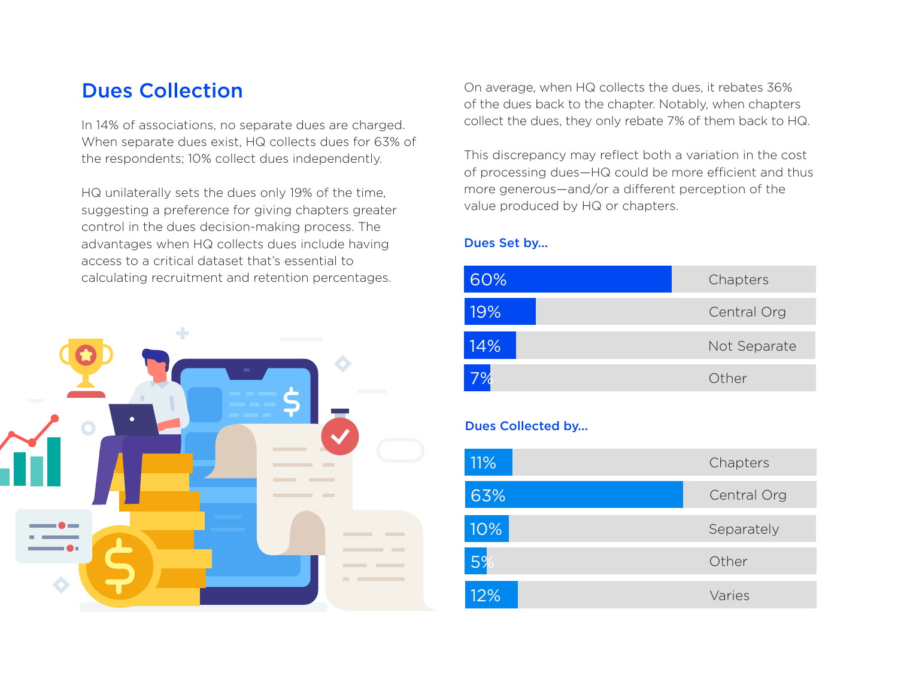## Dues Collection

In 14% of associations, no separate dues are charged. When separate dues exist, HQ collects dues for 63% of the respondents; 10% collect dues independently.

HQ unilaterally sets the dues only 19% of the time, suggesting a preference for giving chapters greater control in the dues decision-making process. The advantages when HQ collects dues include having access to a critical dataset that's essential to calculating recruitment and retention percentages.

On average, when HQ collects the dues, it rebates 36% of the dues back to the chapter. Notably, when chapters collect the dues, they only rebate 7% of them back to HQ.

This discrepancy may reflect both a variation in the cost of processing dues—HQ could be more efficient and thus more generous—and/or a different perception of the value produced by HQ or chapters.

### Dues Set by...

| Percentage | Set by |
|---|---|
| 60% | Chapters |
| 19% | Central Org |
| 14% | Not Separate |
| 7% | Other |

### Dues Collected by...

| Percentage | Collected by |
|---|---|
| 11% | Chapters |
| 63% | Central Org |
| 10% | Separately |
| 5% | Other |
| 12% | Varies |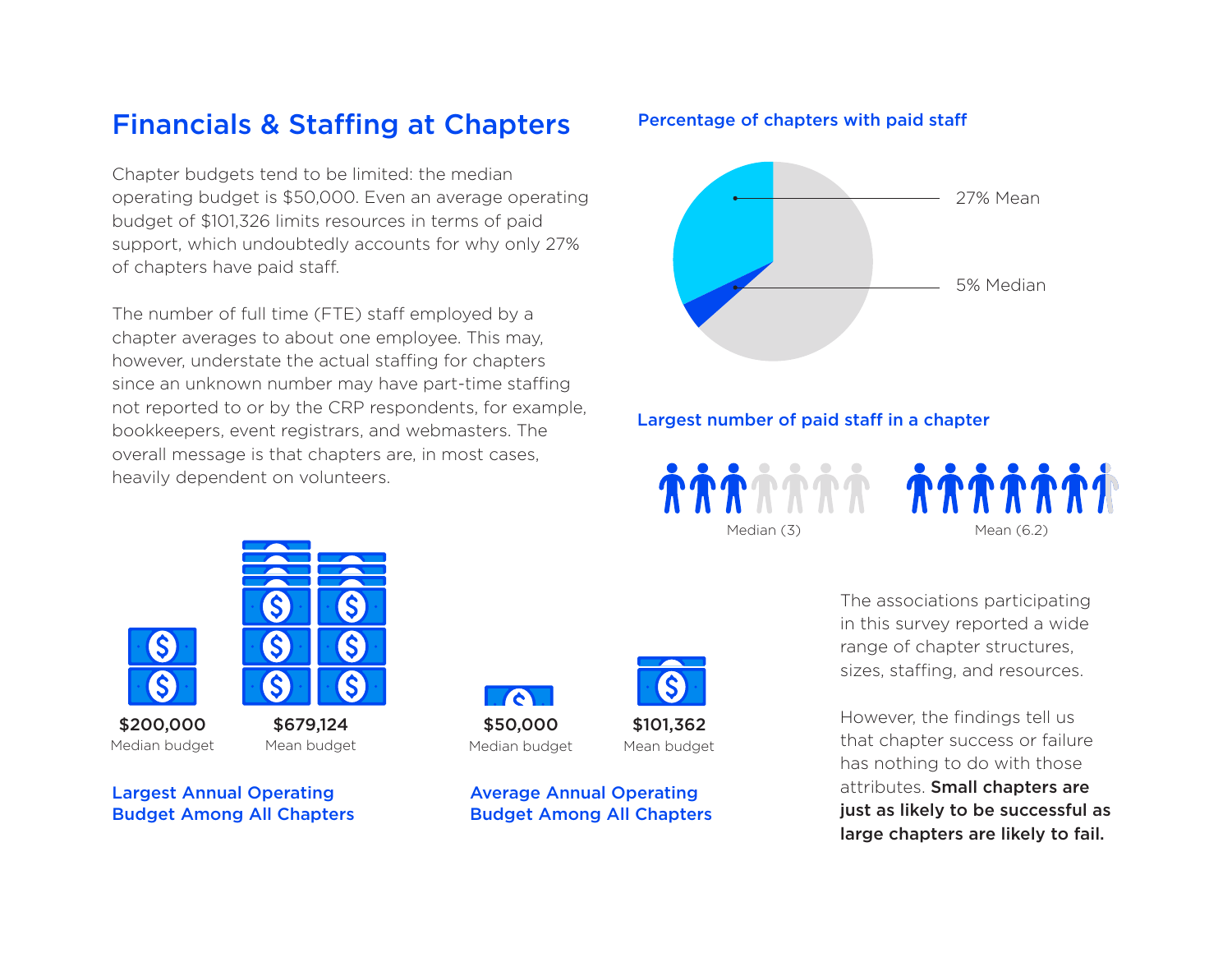# Financials & Staffing at Chapters

Chapter budgets tend to be limited: the median operating budget is $50,000. Even an average operating budget of $101,326 limits resources in terms of paid support, which undoubtedly accounts for why only 27% of chapters have paid staff.

The number of full time (FTE) staff employed by a chapter averages to about one employee. This may, however, understate the actual staffing for chapters since an unknown number may have part-time staffing not reported to or by the CRP respondents, for example, bookkeepers, event registrars, and webmasters. The overall message is that chapters are, in most cases, heavily dependent on volunteers.

**Percentage of chapters with paid staff**

27% Mean

5% Median

**Largest number of paid staff in a chapter**

Median (3)

Mean (6.2)

**$200,000**
Median budget

**$679,124**
Mean budget

**Largest Annual Operating Budget Among All Chapters**

**$50,000**
Median budget

**$101,362**
Mean budget

**Average Annual Operating Budget Among All Chapters**

The associations participating in this survey reported a wide range of chapter structures, sizes, staffing, and resources.

However, the findings tell us that chapter success or failure has nothing to do with those attributes. **Small chapters are just as likely to be successful as large chapters are likely to fail.**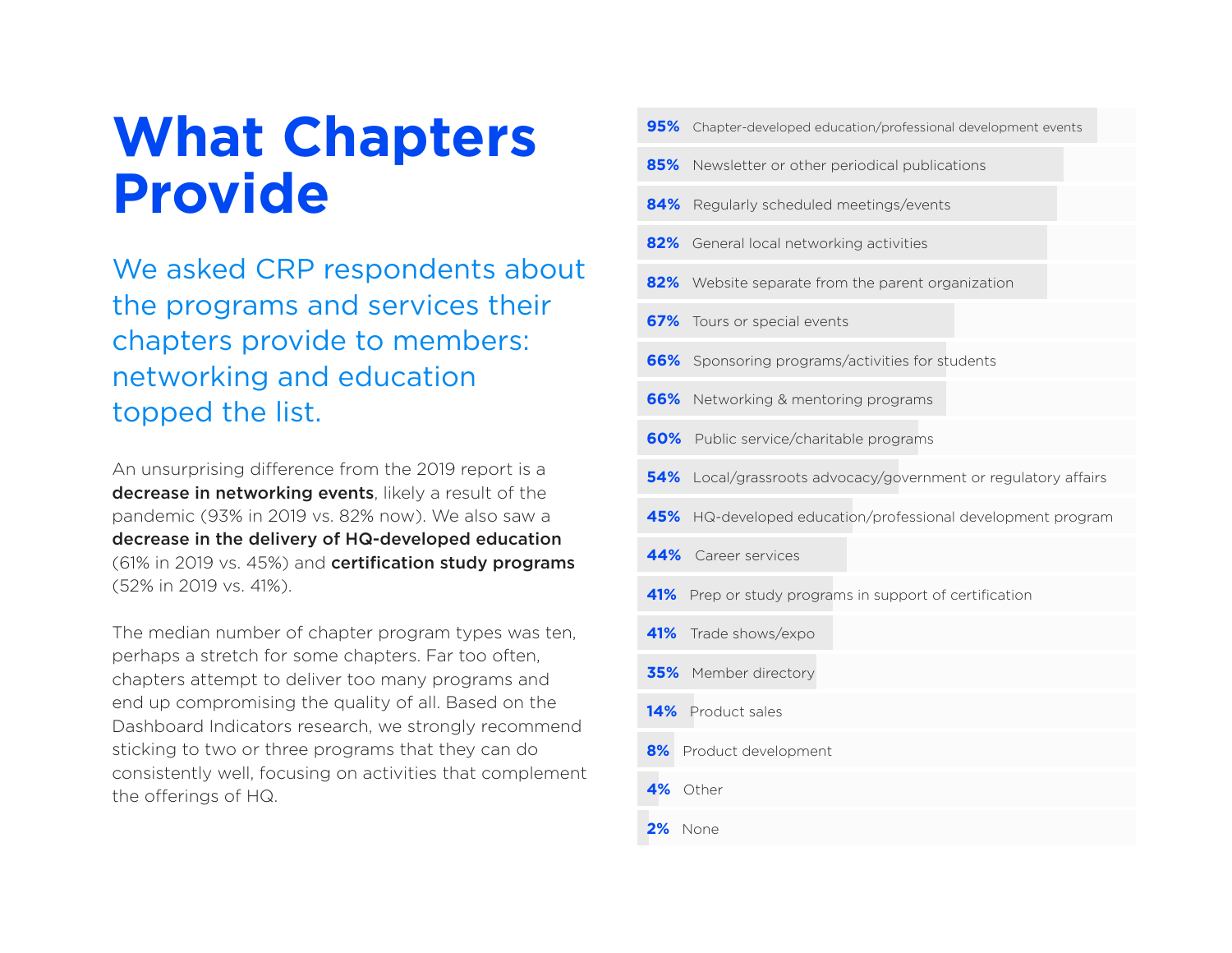# What Chapters Provide

We asked CRP respondents about the programs and services their chapters provide to members: networking and education topped the list.

An unsurprising difference from the 2019 report is a **decrease in networking events**, likely a result of the pandemic (93% in 2019 vs. 82% now). We also saw a **decrease in the delivery of HQ-developed education** (61% in 2019 vs. 45%) and **certification study programs** (52% in 2019 vs. 41%).

The median number of chapter program types was ten, perhaps a stretch for some chapters. Far too often, chapters attempt to deliver too many programs and end up compromising the quality of all. Based on the Dashboard Indicators research, we strongly recommend sticking to two or three programs that they can do consistently well, focusing on activities that complement the offerings of HQ.

| % | Program/Service |
|---|---|
| 95% | Chapter-developed education/professional development events |
| 85% | Newsletter or other periodical publications |
| 84% | Regularly scheduled meetings/events |
| 82% | General local networking activities |
| 82% | Website separate from the parent organization |
| 67% | Tours or special events |
| 66% | Sponsoring programs/activities for students |
| 66% | Networking & mentoring programs |
| 60% | Public service/charitable programs |
| 54% | Local/grassroots advocacy/government or regulatory affairs |
| 45% | HQ-developed education/professional development program |
| 44% | Career services |
| 41% | Prep or study programs in support of certification |
| 41% | Trade shows/expo |
| 35% | Member directory |
| 14% | Product sales |
| 8% | Product development |
| 4% | Other |
| 2% | None |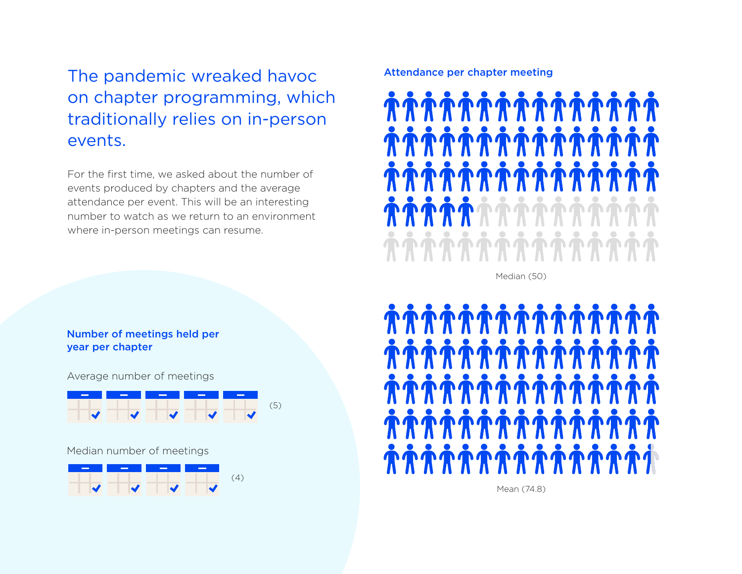## The pandemic wreaked havoc on chapter programming, which traditionally relies on in-person events.

For the first time, we asked about the number of events produced by chapters and the average attendance per event. This will be an interesting number to watch as we return to an environment where in-person meetings can resume.

### Attendance per chapter meeting

Median (50)

Mean (74.8)

### Number of meetings held per year per chapter

Average number of meetings

(5)

Median number of meetings

(4)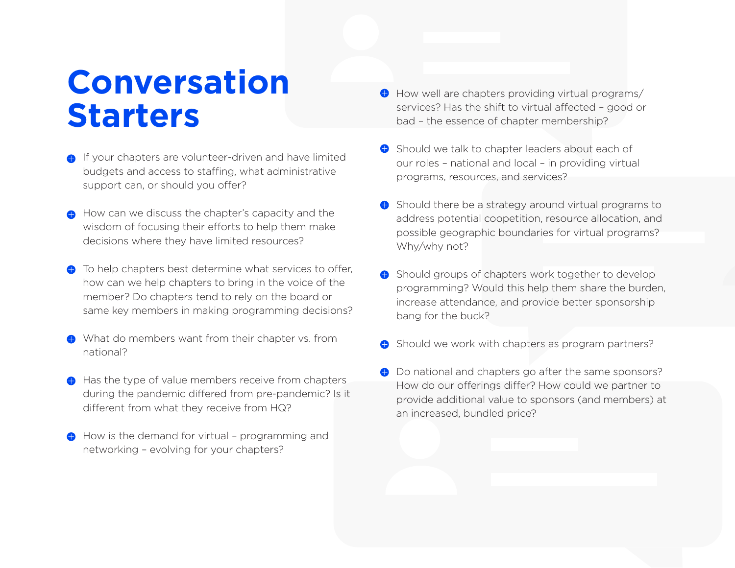# Conversation Starters

- If your chapters are volunteer-driven and have limited budgets and access to staffing, what administrative support can, or should you offer?
- How can we discuss the chapter's capacity and the wisdom of focusing their efforts to help them make decisions where they have limited resources?
- To help chapters best determine what services to offer, how can we help chapters to bring in the voice of the member? Do chapters tend to rely on the board or same key members in making programming decisions?
- What do members want from their chapter vs. from national?
- Has the type of value members receive from chapters during the pandemic differed from pre-pandemic? Is it different from what they receive from HQ?
- How is the demand for virtual – programming and networking – evolving for your chapters?
- How well are chapters providing virtual programs/ services? Has the shift to virtual affected – good or bad – the essence of chapter membership?
- Should we talk to chapter leaders about each of our roles – national and local – in providing virtual programs, resources, and services?
- Should there be a strategy around virtual programs to address potential coopetition, resource allocation, and possible geographic boundaries for virtual programs? Why/why not?
- Should groups of chapters work together to develop programming? Would this help them share the burden, increase attendance, and provide better sponsorship bang for the buck?
- Should we work with chapters as program partners?
- Do national and chapters go after the same sponsors? How do our offerings differ? How could we partner to provide additional value to sponsors (and members) at an increased, bundled price?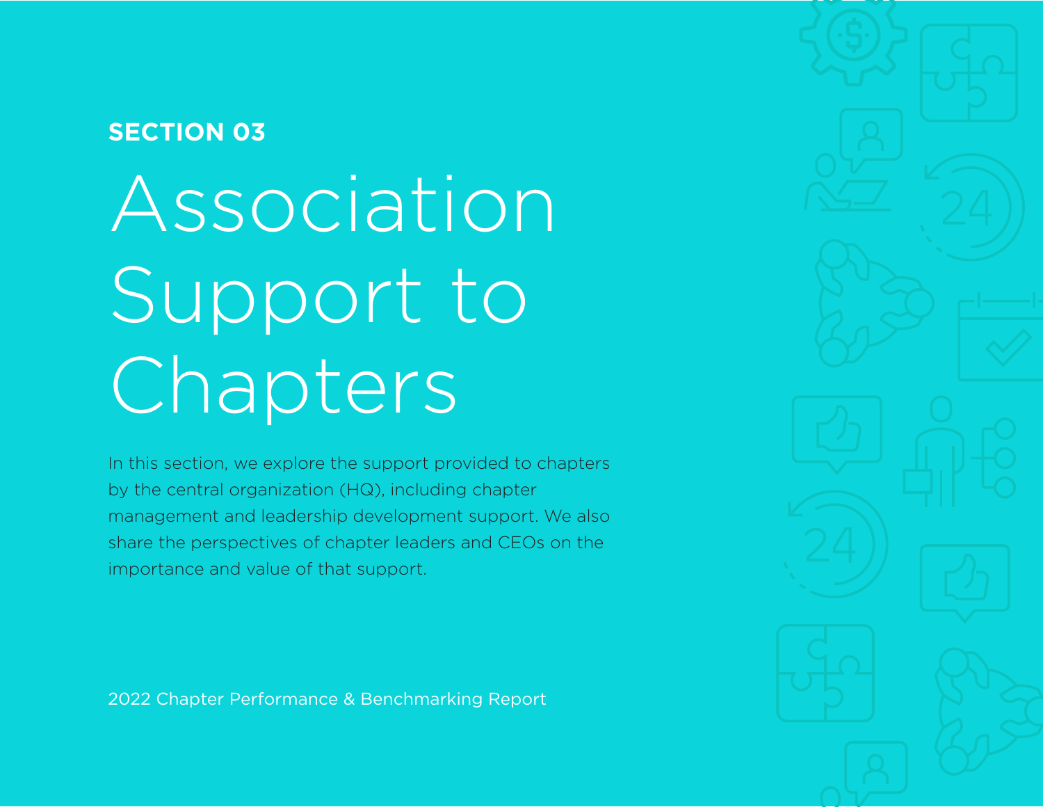**SECTION 03**

# Association Support to Chapters

In this section, we explore the support provided to chapters by the central organization (HQ), including chapter management and leadership development support. We also share the perspectives of chapter leaders and CEOs on the importance and value of that support.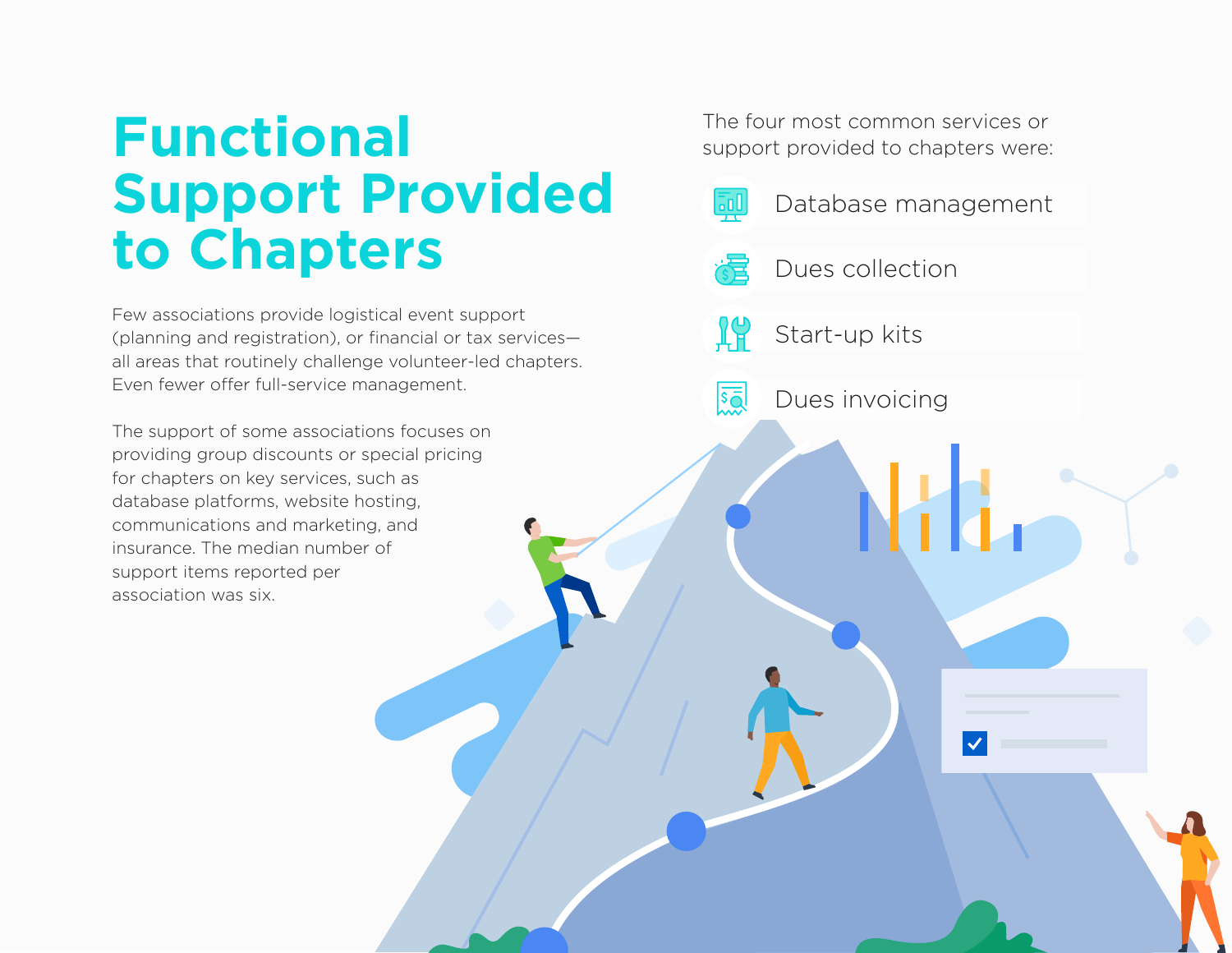# Functional Support Provided to Chapters

Few associations provide logistical event support (planning and registration), or financial or tax services—all areas that routinely challenge volunteer-led chapters. Even fewer offer full-service management.

The support of some associations focuses on providing group discounts or special pricing for chapters on key services, such as database platforms, website hosting, communications and marketing, and insurance. The median number of support items reported per association was six.

The four most common services or support provided to chapters were:

- Database management
- Dues collection
- Start-up kits
- Dues invoicing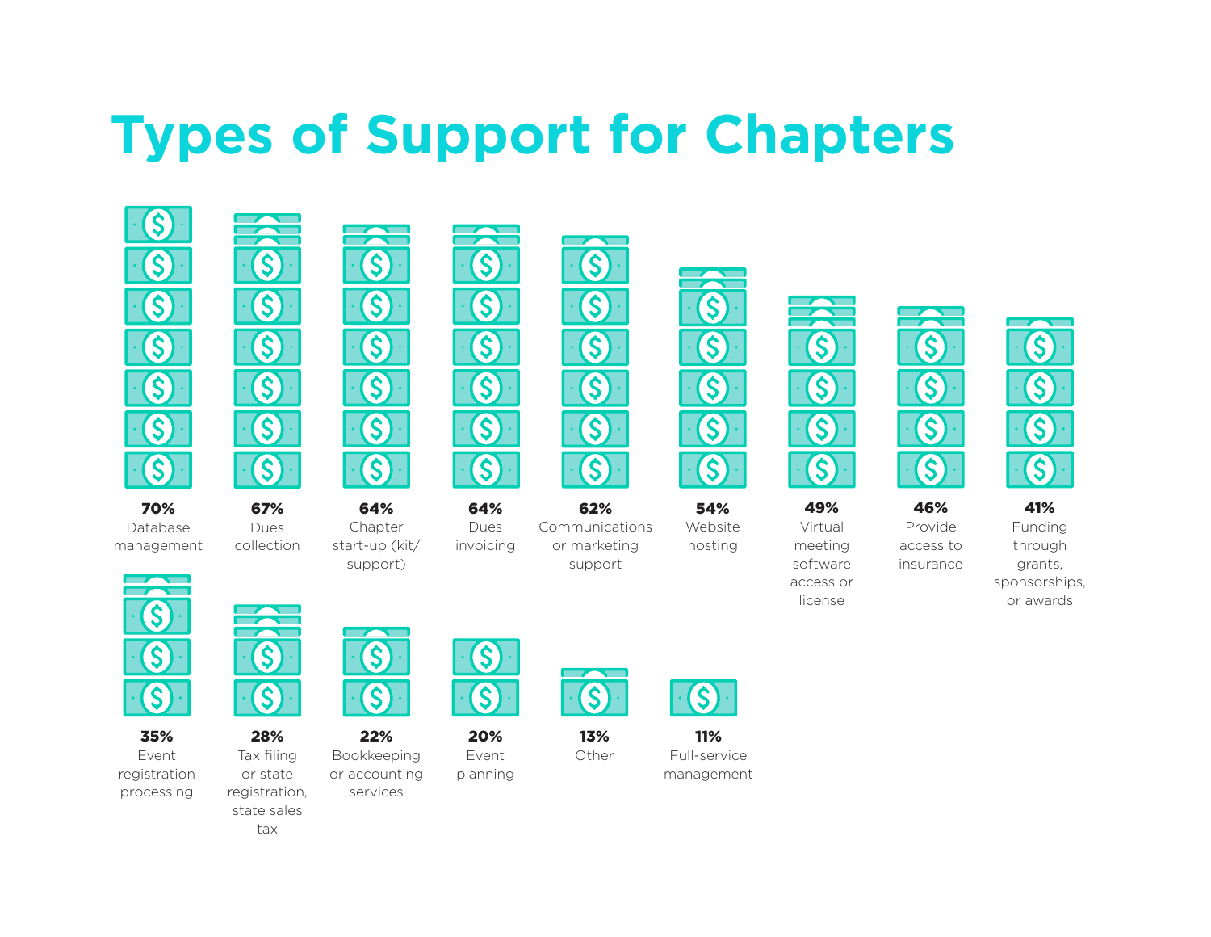# Types of Support for Chapters

| Percentage | Type of Support |
|---|---|
| 70% | Database management |
| 67% | Dues collection |
| 64% | Chapter start-up (kit/support) |
| 64% | Dues invoicing |
| 62% | Communications or marketing support |
| 54% | Website hosting |
| 49% | Virtual meeting software access or license |
| 46% | Provide access to insurance |
| 41% | Funding through grants, sponsorships, or awards |
| 35% | Event registration processing |
| 28% | Tax filing or state registration, state sales tax |
| 22% | Bookkeeping or accounting services |
| 20% | Event planning |
| 13% | Other |
| 11% | Full-service management |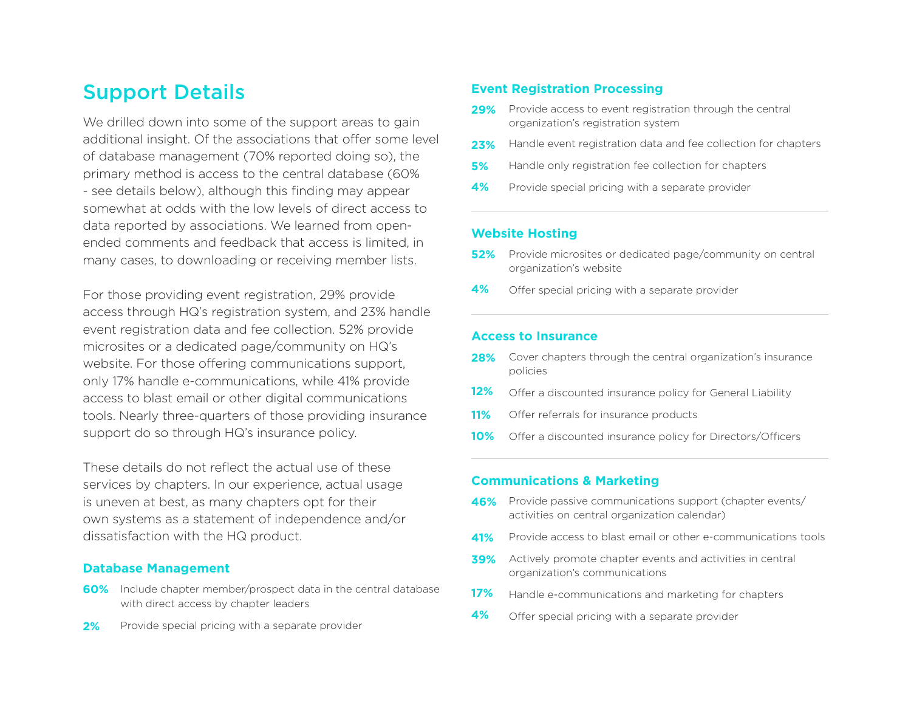## Support Details

We drilled down into some of the support areas to gain additional insight. Of the associations that offer some level of database management (70% reported doing so), the primary method is access to the central database (60% - see details below), although this finding may appear somewhat at odds with the low levels of direct access to data reported by associations. We learned from open-ended comments and feedback that access is limited, in many cases, to downloading or receiving member lists.

For those providing event registration, 29% provide access through HQ's registration system, and 23% handle event registration data and fee collection. 52% provide microsites or a dedicated page/community on HQ's website. For those offering communications support, only 17% handle e-communications, while 41% provide access to blast email or other digital communications tools. Nearly three-quarters of those providing insurance support do so through HQ's insurance policy.

These details do not reflect the actual use of these services by chapters. In our experience, actual usage is uneven at best, as many chapters opt for their own systems as a statement of independence and/or dissatisfaction with the HQ product.

### Database Management

- **60%** Include chapter member/prospect data in the central database with direct access by chapter leaders
- **2%** Provide special pricing with a separate provider

### Event Registration Processing

- **29%** Provide access to event registration through the central organization's registration system
- **23%** Handle event registration data and fee collection for chapters
- **5%** Handle only registration fee collection for chapters
- **4%** Provide special pricing with a separate provider

### Website Hosting

- **52%** Provide microsites or dedicated page/community on central organization's website
- **4%** Offer special pricing with a separate provider

### Access to Insurance

- **28%** Cover chapters through the central organization's insurance policies
- **12%** Offer a discounted insurance policy for General Liability
- **11%** Offer referrals for insurance products
- **10%** Offer a discounted insurance policy for Directors/Officers

### Communications & Marketing

- **46%** Provide passive communications support (chapter events/activities on central organization calendar)
- **41%** Provide access to blast email or other e-communications tools
- **39%** Actively promote chapter events and activities in central organization's communications
- **17%** Handle e-communications and marketing for chapters
- **4%** Offer special pricing with a separate provider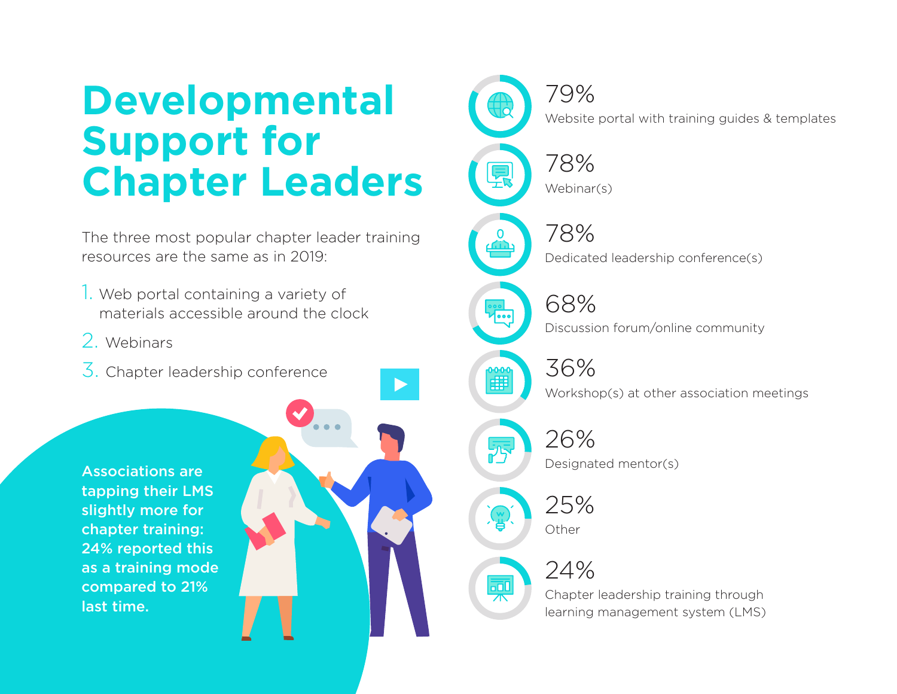# Developmental Support for Chapter Leaders

The three most popular chapter leader training resources are the same as in 2019:

1. Web portal containing a variety of materials accessible around the clock
2. Webinars
3. Chapter leadership conference

**Associations are tapping their LMS slightly more for chapter training: 24% reported this as a training mode compared to 21% last time.**

79%
Website portal with training guides & templates

78%
Webinar(s)

78%
Dedicated leadership conference(s)

68%
Discussion forum/online community

36%
Workshop(s) at other association meetings

26%
Designated mentor(s)

25%
Other

24%
Chapter leadership training through learning management system (LMS)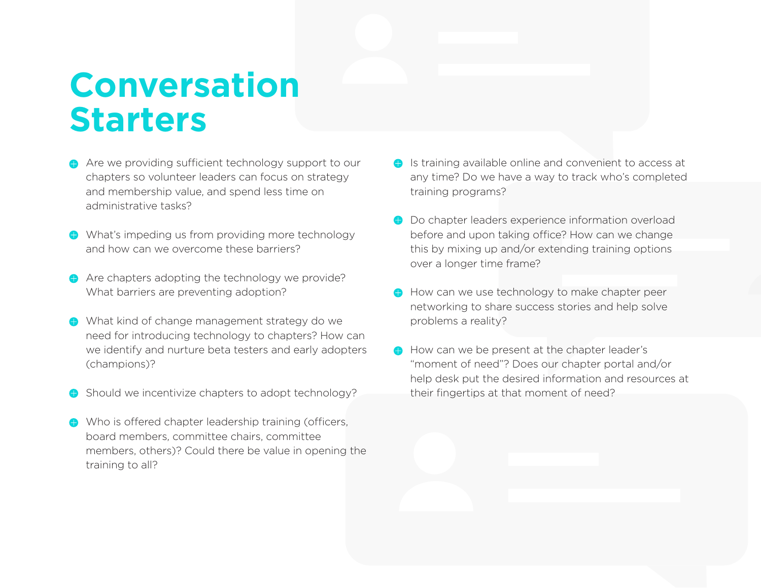# Conversation Starters

- Are we providing sufficient technology support to our chapters so volunteer leaders can focus on strategy and membership value, and spend less time on administrative tasks?
- What's impeding us from providing more technology and how can we overcome these barriers?
- Are chapters adopting the technology we provide? What barriers are preventing adoption?
- What kind of change management strategy do we need for introducing technology to chapters? How can we identify and nurture beta testers and early adopters (champions)?
- Should we incentivize chapters to adopt technology?
- Who is offered chapter leadership training (officers, board members, committee chairs, committee members, others)? Could there be value in opening the training to all?
- Is training available online and convenient to access at any time? Do we have a way to track who's completed training programs?
- Do chapter leaders experience information overload before and upon taking office? How can we change this by mixing up and/or extending training options over a longer time frame?
- How can we use technology to make chapter peer networking to share success stories and help solve problems a reality?
- How can we be present at the chapter leader's "moment of need"? Does our chapter portal and/or help desk put the desired information and resources at their fingertips at that moment of need?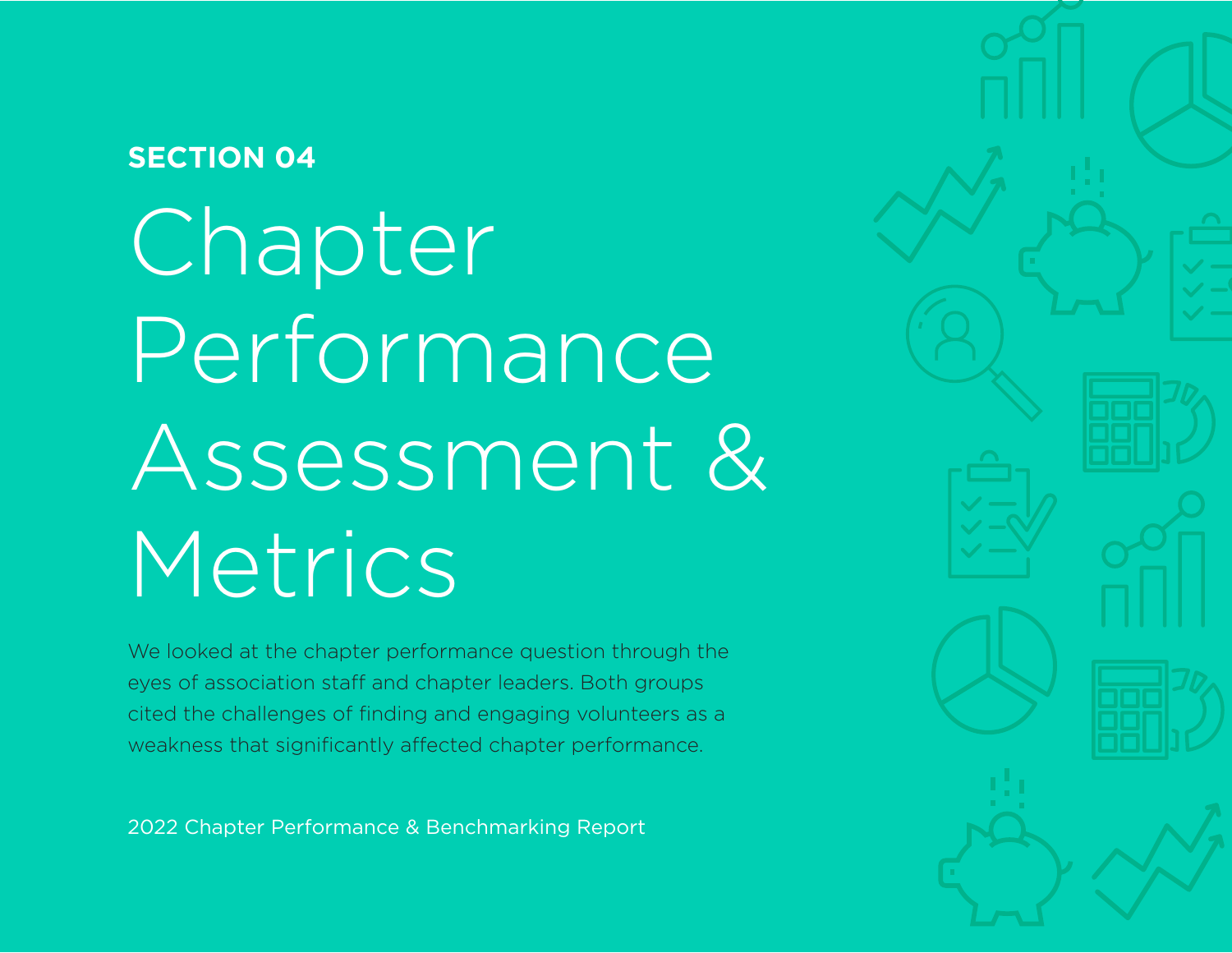**SECTION 04**

# Chapter Performance Assessment & Metrics

We looked at the chapter performance question through the eyes of association staff and chapter leaders. Both groups cited the challenges of finding and engaging volunteers as a weakness that significantly affected chapter performance.

2022 Chapter Performance & Benchmarking Report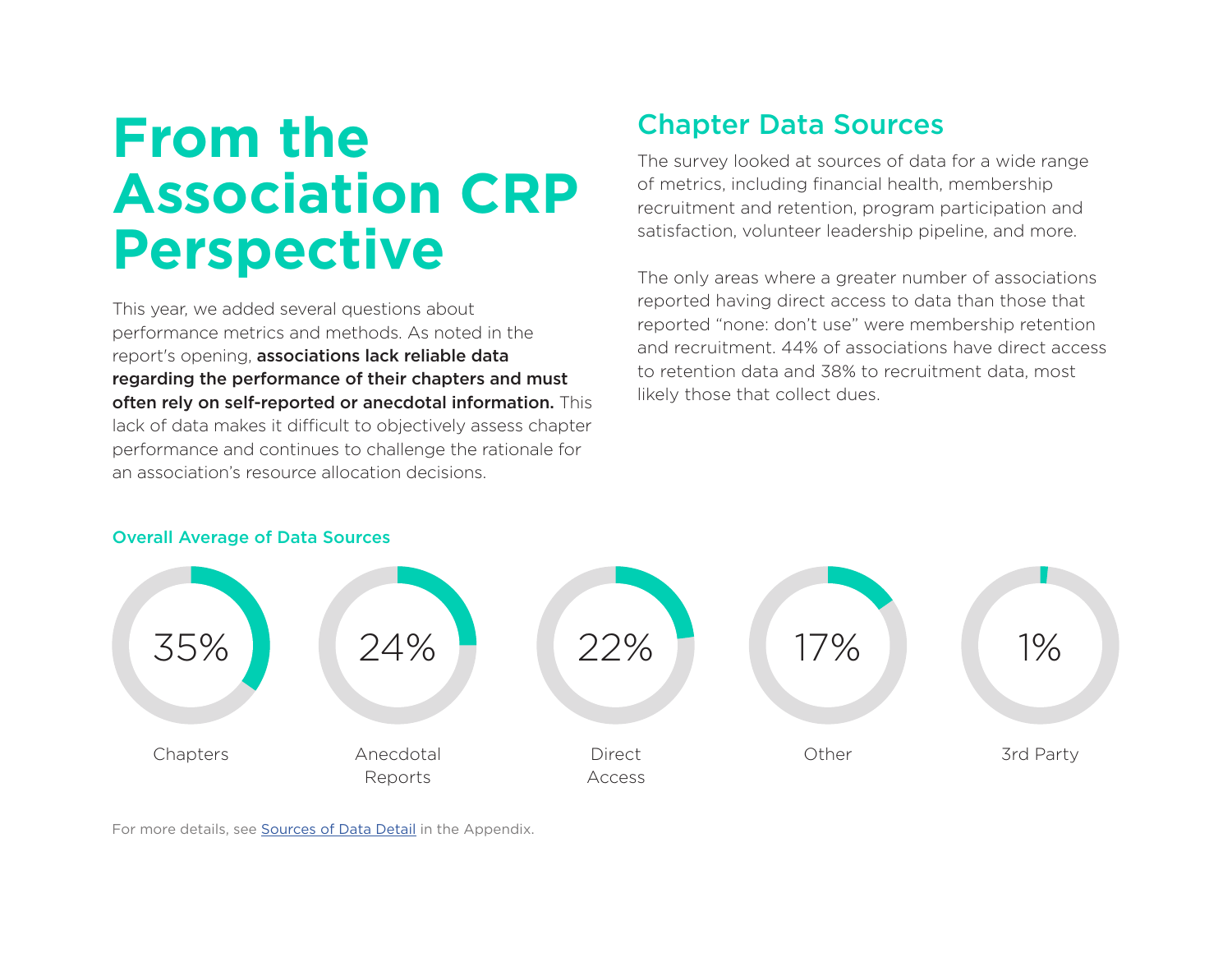# From the Association CRP Perspective

This year, we added several questions about performance metrics and methods. As noted in the report's opening, **associations lack reliable data regarding the performance of their chapters and must often rely on self-reported or anecdotal information.** This lack of data makes it difficult to objectively assess chapter performance and continues to challenge the rationale for an association's resource allocation decisions.

## Chapter Data Sources

The survey looked at sources of data for a wide range of metrics, including financial health, membership recruitment and retention, program participation and satisfaction, volunteer leadership pipeline, and more.

The only areas where a greater number of associations reported having direct access to data than those that reported "none: don't use" were membership retention and recruitment. 44% of associations have direct access to retention data and 38% to recruitment data, most likely those that collect dues.

### Overall Average of Data Sources

| Chapters | Anecdotal Reports | Direct Access | Other | 3rd Party |
|---|---|---|---|---|
| 35% | 24% | 22% | 17% | 1% |

For more details, see Sources of Data Detail in the Appendix.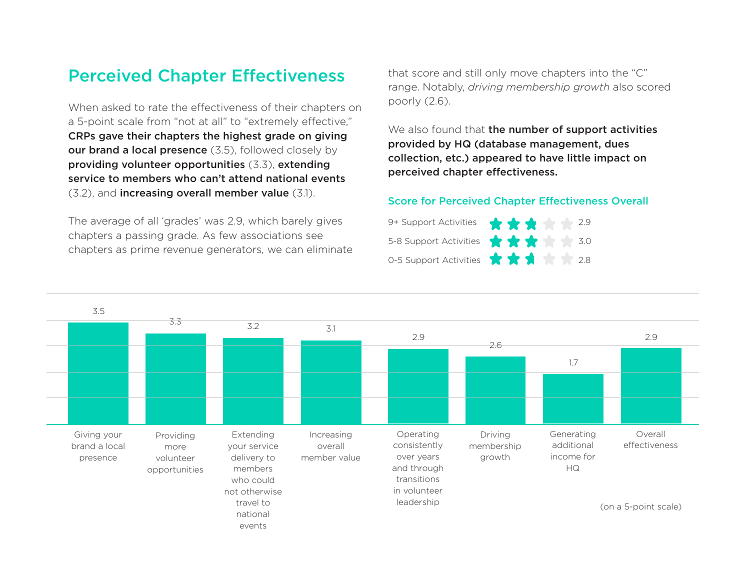## Perceived Chapter Effectiveness

When asked to rate the effectiveness of their chapters on a 5-point scale from "not at all" to "extremely effective," **CRPs gave their chapters the highest grade on giving our brand a local presence** (3.5), followed closely by **providing volunteer opportunities** (3.3), **extending service to members who can't attend national events** (3.2), and **increasing overall member value** (3.1).

The average of all 'grades' was 2.9, which barely gives chapters a passing grade. As few associations see chapters as prime revenue generators, we can eliminate that score and still only move chapters into the "C" range. Notably, *driving membership growth* also scored poorly (2.6).

We also found that **the number of support activities provided by HQ (database management, dues collection, etc.) appeared to have little impact on perceived chapter effectiveness.**

### Score for Perceived Chapter Effectiveness Overall

| Support Activities | Score |
|---|---|
| 9+ Support Activities | 2.9 |
| 5-8 Support Activities | 3.0 |
| 0-5 Support Activities | 2.8 |

| Item | Score |
|---|---|
| Giving your brand a local presence | 3.5 |
| Providing more volunteer opportunities | 3.3 |
| Extending your service delivery to members who could not otherwise travel to national events | 3.2 |
| Increasing overall member value | 3.1 |
| Operating consistently over years and through transitions in volunteer leadership | 2.9 |
| Driving membership growth | 2.6 |
| Generating additional income for HQ | 1.7 |
| Overall effectiveness | 2.9 |

(on a 5-point scale)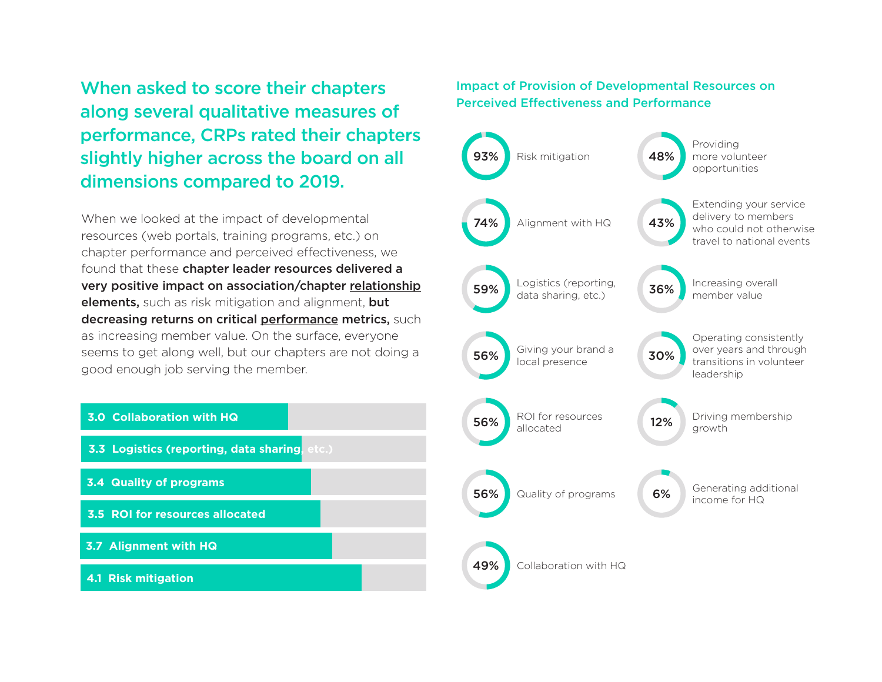## When asked to score their chapters along several qualitative measures of performance, CRPs rated their chapters slightly higher across the board on all dimensions compared to 2019.

When we looked at the impact of developmental resources (web portals, training programs, etc.) on chapter performance and perceived effectiveness, we found that these **chapter leader resources delivered a very positive impact on association/chapter relationship elements,** such as risk mitigation and alignment, **but decreasing returns on critical performance metrics,** such as increasing member value. On the surface, everyone seems to get along well, but our chapters are not doing a good enough job serving the member.

| Score | Measure |
|---|---|
| 3.0 | Collaboration with HQ |
| 3.3 | Logistics (reporting, data sharing, etc.) |
| 3.4 | Quality of programs |
| 3.5 | ROI for resources allocated |
| 3.7 | Alignment with HQ |
| 4.1 | Risk mitigation |

### Impact of Provision of Developmental Resources on Perceived Effectiveness and Performance

| Percentage | Measure |
|---|---|
| 93% | Risk mitigation |
| 74% | Alignment with HQ |
| 59% | Logistics (reporting, data sharing, etc.) |
| 56% | Giving your brand a local presence |
| 56% | ROI for resources allocated |
| 56% | Quality of programs |
| 49% | Collaboration with HQ |
| 48% | Providing more volunteer opportunities |
| 43% | Extending your service delivery to members who could not otherwise travel to national events |
| 36% | Increasing overall member value |
| 30% | Operating consistently over years and through transitions in volunteer leadership |
| 12% | Driving membership growth |
| 6% | Generating additional income for HQ |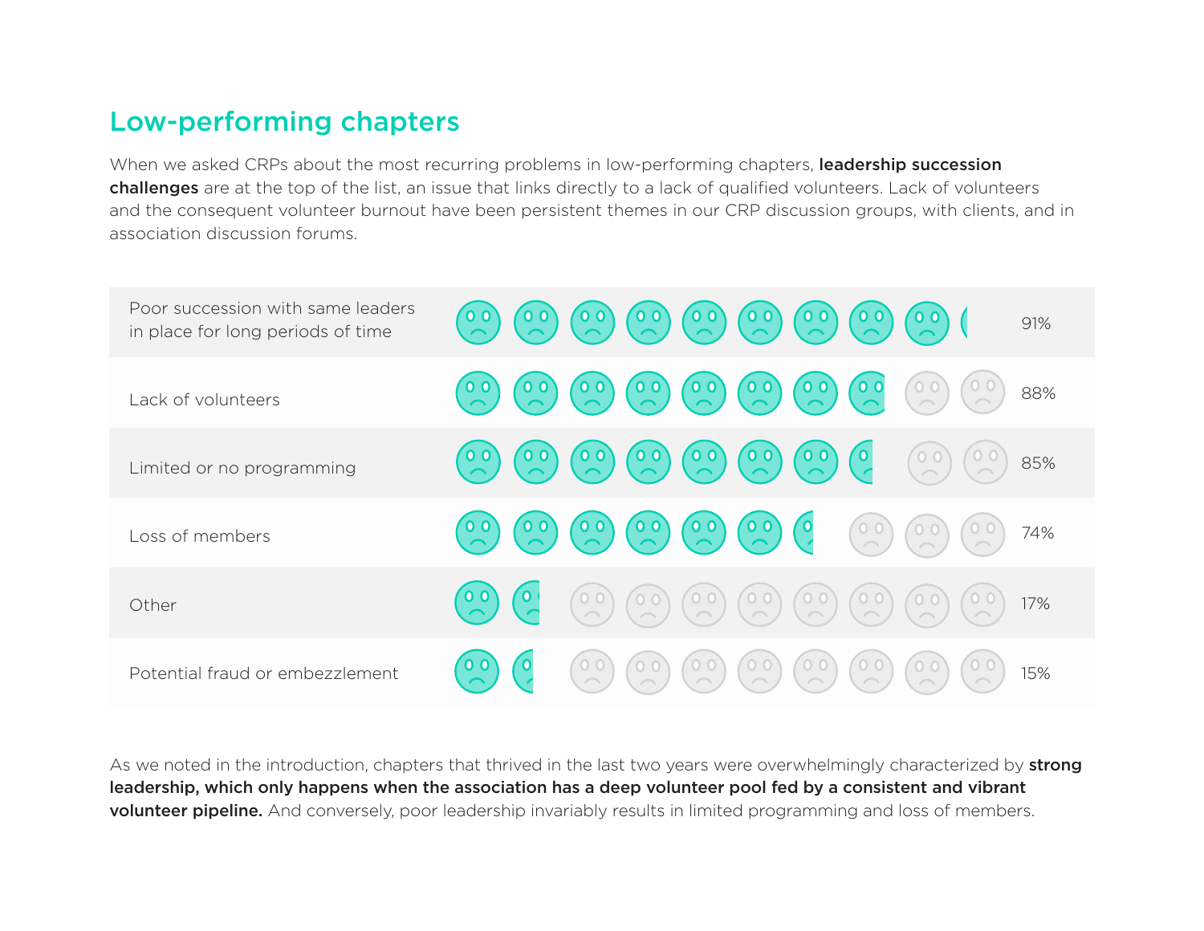## Low-performing chapters

When we asked CRPs about the most recurring problems in low-performing chapters, **leadership succession challenges** are at the top of the list, an issue that links directly to a lack of qualified volunteers. Lack of volunteers and the consequent volunteer burnout have been persistent themes in our CRP discussion groups, with clients, and in association discussion forums.

| Problem | Percentage |
| --- | --- |
| Poor succession with same leaders in place for long periods of time | 91% |
| Lack of volunteers | 88% |
| Limited or no programming | 85% |
| Loss of members | 74% |
| Other | 17% |
| Potential fraud or embezzlement | 15% |

As we noted in the introduction, chapters that thrived in the last two years were overwhelmingly characterized by **strong leadership, which only happens when the association has a deep volunteer pool fed by a consistent and vibrant volunteer pipeline.** And conversely, poor leadership invariably results in limited programming and loss of members.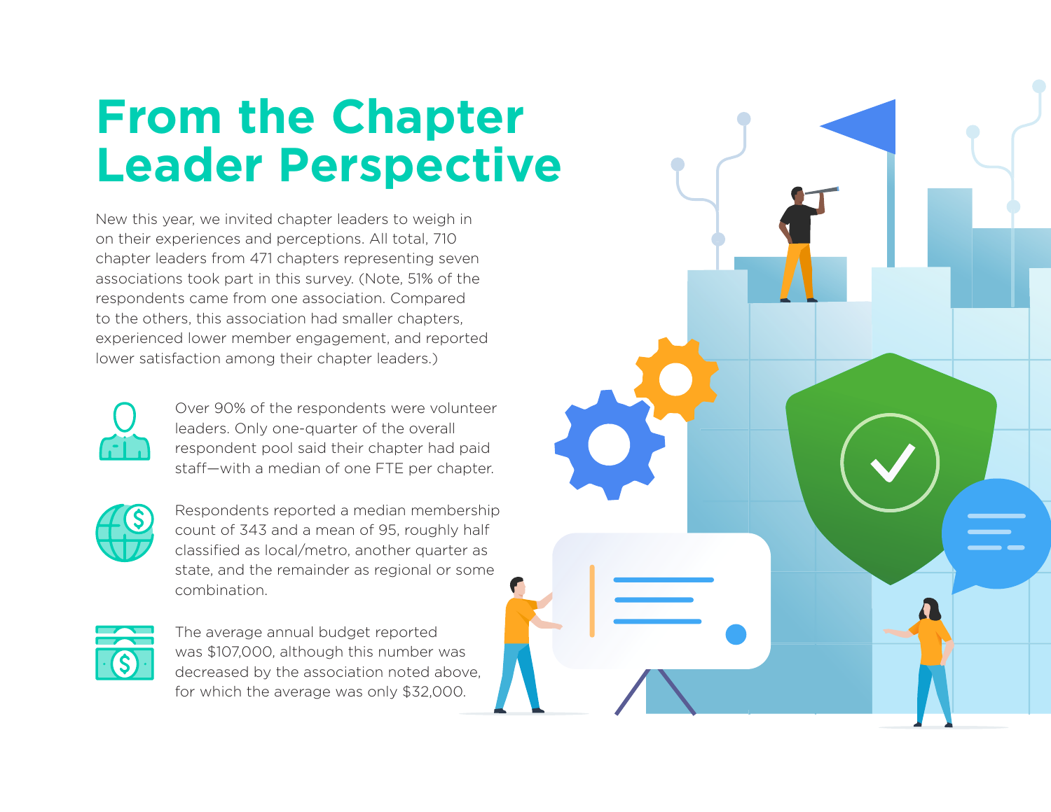# From the Chapter Leader Perspective

New this year, we invited chapter leaders to weigh in on their experiences and perceptions. All total, 710 chapter leaders from 471 chapters representing seven associations took part in this survey. (Note, 51% of the respondents came from one association. Compared to the others, this association had smaller chapters, experienced lower member engagement, and reported lower satisfaction among their chapter leaders.)

Over 90% of the respondents were volunteer leaders. Only one-quarter of the overall respondent pool said their chapter had paid staff—with a median of one FTE per chapter.

Respondents reported a median membership count of 343 and a mean of 95, roughly half classified as local/metro, another quarter as state, and the remainder as regional or some combination.

The average annual budget reported was $107,000, although this number was decreased by the association noted above, for which the average was only $32,000.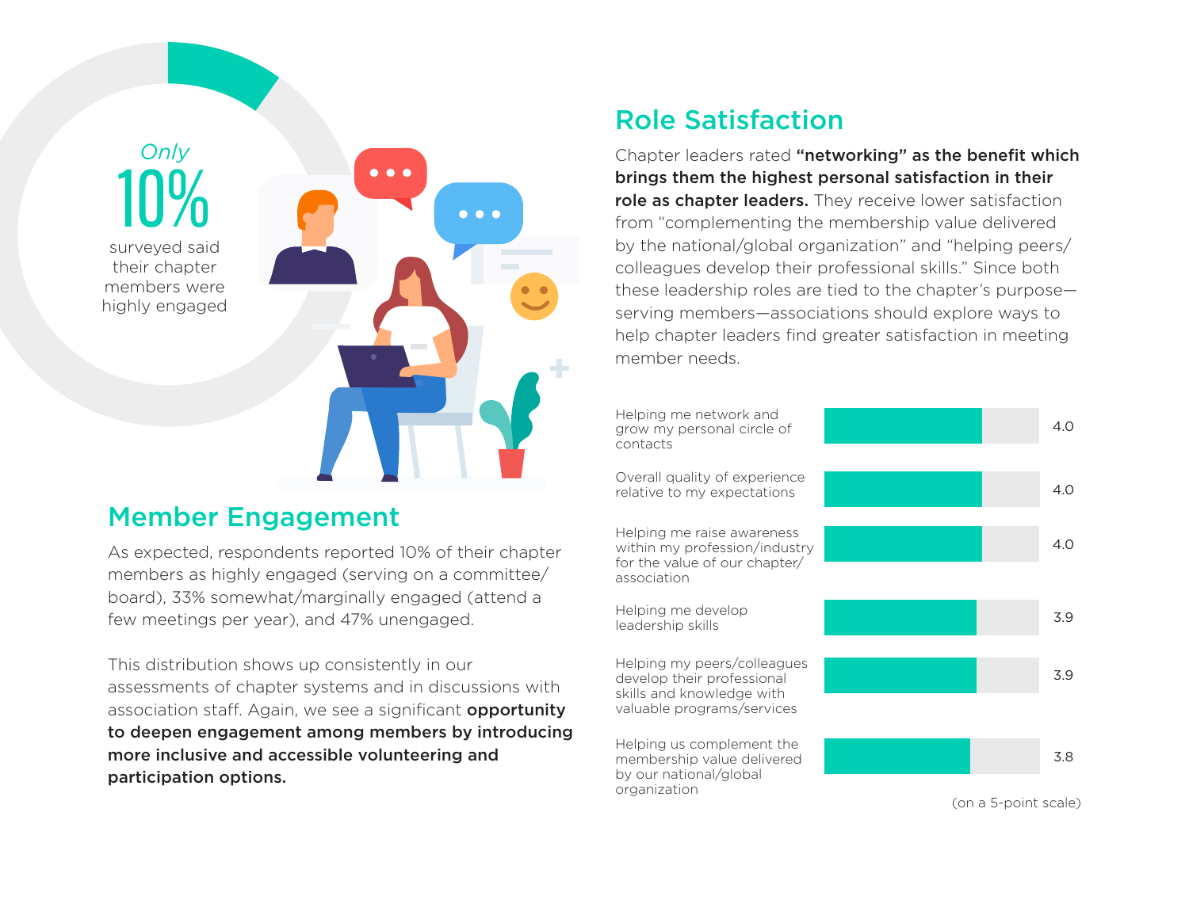*Only*
**10%**
surveyed said their chapter members were highly engaged

## Member Engagement

As expected, respondents reported 10% of their chapter members as highly engaged (serving on a committee/board), 33% somewhat/marginally engaged (attend a few meetings per year), and 47% unengaged.

This distribution shows up consistently in our assessments of chapter systems and in discussions with association staff. Again, we see a significant **opportunity to deepen engagement among members by introducing more inclusive and accessible volunteering and participation options.**

## Role Satisfaction

Chapter leaders rated **"networking" as the benefit which brings them the highest personal satisfaction in their role as chapter leaders.** They receive lower satisfaction from "complementing the membership value delivered by the national/global organization" and "helping peers/colleagues develop their professional skills." Since both these leadership roles are tied to the chapter's purpose—serving members—associations should explore ways to help chapter leaders find greater satisfaction in meeting member needs.

| Benefit | Rating |
|---|---|
| Helping me network and grow my personal circle of contacts | 4.0 |
| Overall quality of experience relative to my expectations | 4.0 |
| Helping me raise awareness within my profession/industry for the value of our chapter/association | 4.0 |
| Helping me develop leadership skills | 3.9 |
| Helping my peers/colleagues develop their professional skills and knowledge with valuable programs/services | 3.9 |
| Helping us complement the membership value delivered by our national/global organization | 3.8 |

(on a 5-point scale)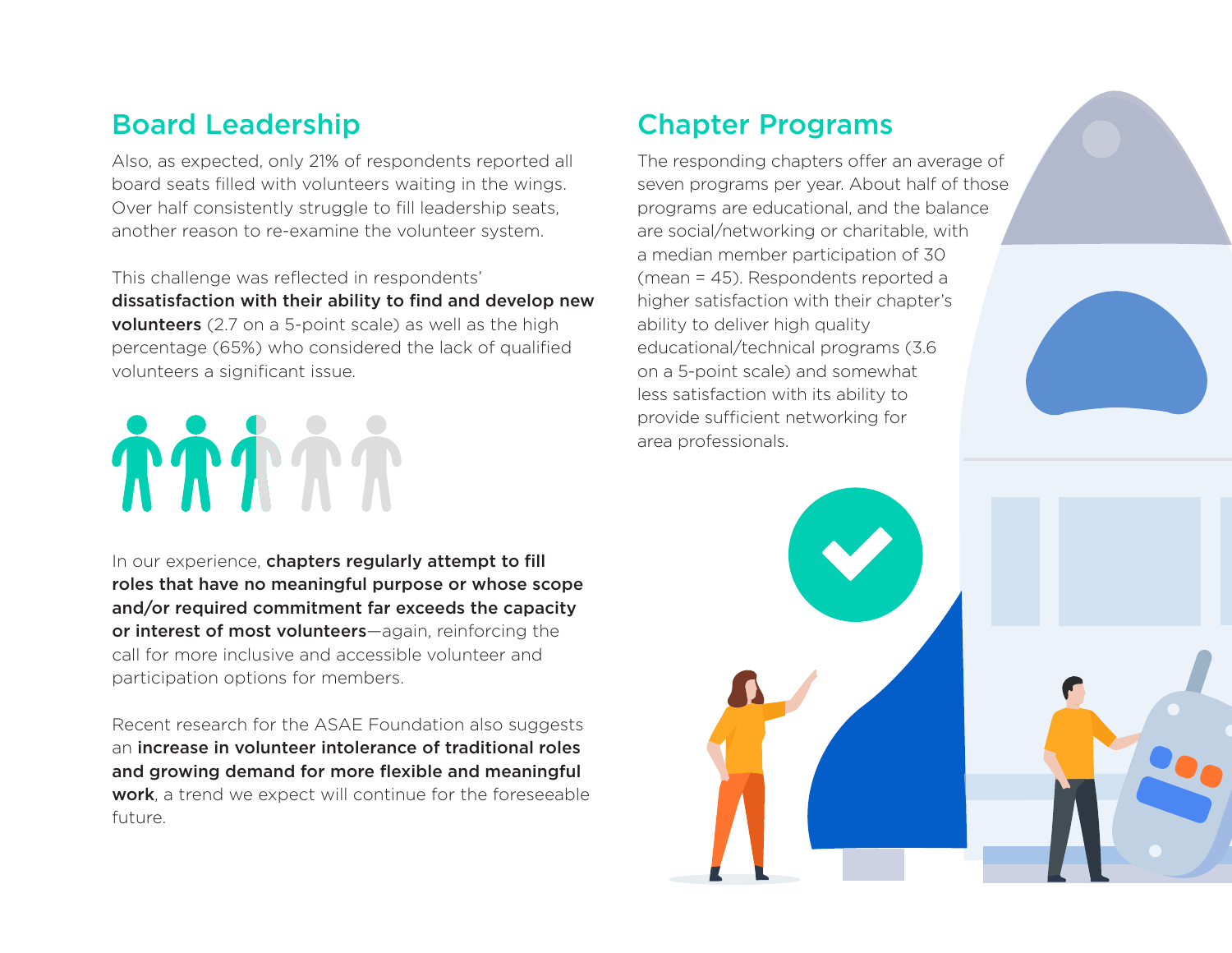## Board Leadership

Also, as expected, only 21% of respondents reported all board seats filled with volunteers waiting in the wings. Over half consistently struggle to fill leadership seats, another reason to re-examine the volunteer system.

This challenge was reflected in respondents' **dissatisfaction with their ability to find and develop new volunteers** (2.7 on a 5-point scale) as well as the high percentage (65%) who considered the lack of qualified volunteers a significant issue.

In our experience, **chapters regularly attempt to fill roles that have no meaningful purpose or whose scope and/or required commitment far exceeds the capacity or interest of most volunteers**—again, reinforcing the call for more inclusive and accessible volunteer and participation options for members.

Recent research for the ASAE Foundation also suggests an **increase in volunteer intolerance of traditional roles and growing demand for more flexible and meaningful work**, a trend we expect will continue for the foreseeable future.

## Chapter Programs

The responding chapters offer an average of seven programs per year. About half of those programs are educational, and the balance are social/networking or charitable, with a median member participation of 30 (mean = 45). Respondents reported a higher satisfaction with their chapter's ability to deliver high quality educational/technical programs (3.6 on a 5-point scale) and somewhat less satisfaction with its ability to provide sufficient networking for area professionals.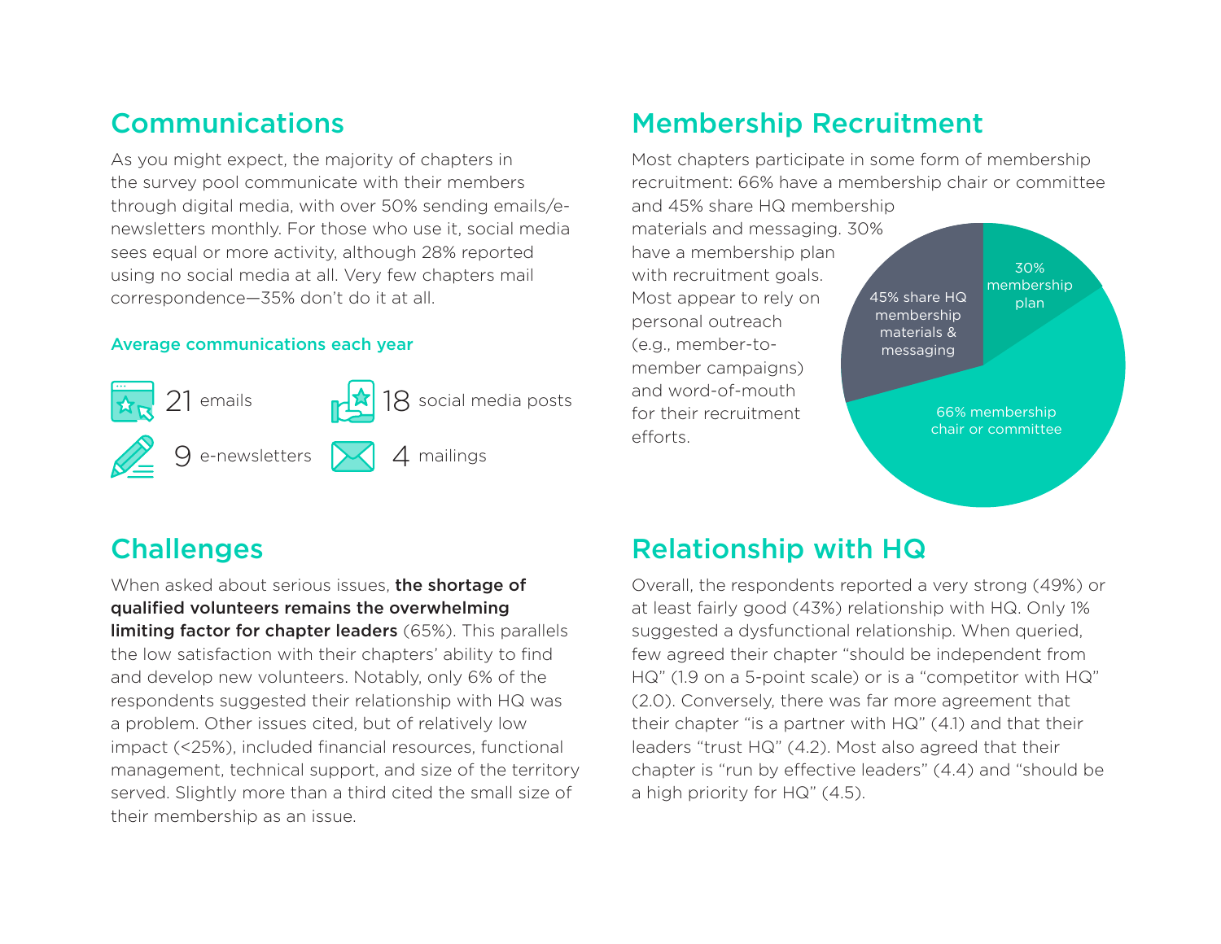## Communications

As you might expect, the majority of chapters in the survey pool communicate with their members through digital media, with over 50% sending emails/e-newsletters monthly. For those who use it, social media sees equal or more activity, although 28% reported using no social media at all. Very few chapters mail correspondence—35% don't do it at all.

### Average communications each year

- 21 emails
- 18 social media posts
- 9 e-newsletters
- 4 mailings

## Membership Recruitment

Most chapters participate in some form of membership recruitment: 66% have a membership chair or committee and 45% share HQ membership materials and messaging. 30% have a membership plan with recruitment goals. Most appear to rely on personal outreach (e.g., member-to-member campaigns) and word-of-mouth for their recruitment efforts.

- 30% membership plan
- 45% share HQ membership materials & messaging
- 66% membership chair or committee

## Challenges

When asked about serious issues, **the shortage of qualified volunteers remains the overwhelming limiting factor for chapter leaders** (65%). This parallels the low satisfaction with their chapters' ability to find and develop new volunteers. Notably, only 6% of the respondents suggested their relationship with HQ was a problem. Other issues cited, but of relatively low impact (<25%), included financial resources, functional management, technical support, and size of the territory served. Slightly more than a third cited the small size of their membership as an issue.

## Relationship with HQ

Overall, the respondents reported a very strong (49%) or at least fairly good (43%) relationship with HQ. Only 1% suggested a dysfunctional relationship. When queried, few agreed their chapter "should be independent from HQ" (1.9 on a 5-point scale) or is a "competitor with HQ" (2.0). Conversely, there was far more agreement that their chapter "is a partner with HQ" (4.1) and that their leaders "trust HQ" (4.2). Most also agreed that their chapter is "run by effective leaders" (4.4) and "should be a high priority for HQ" (4.5).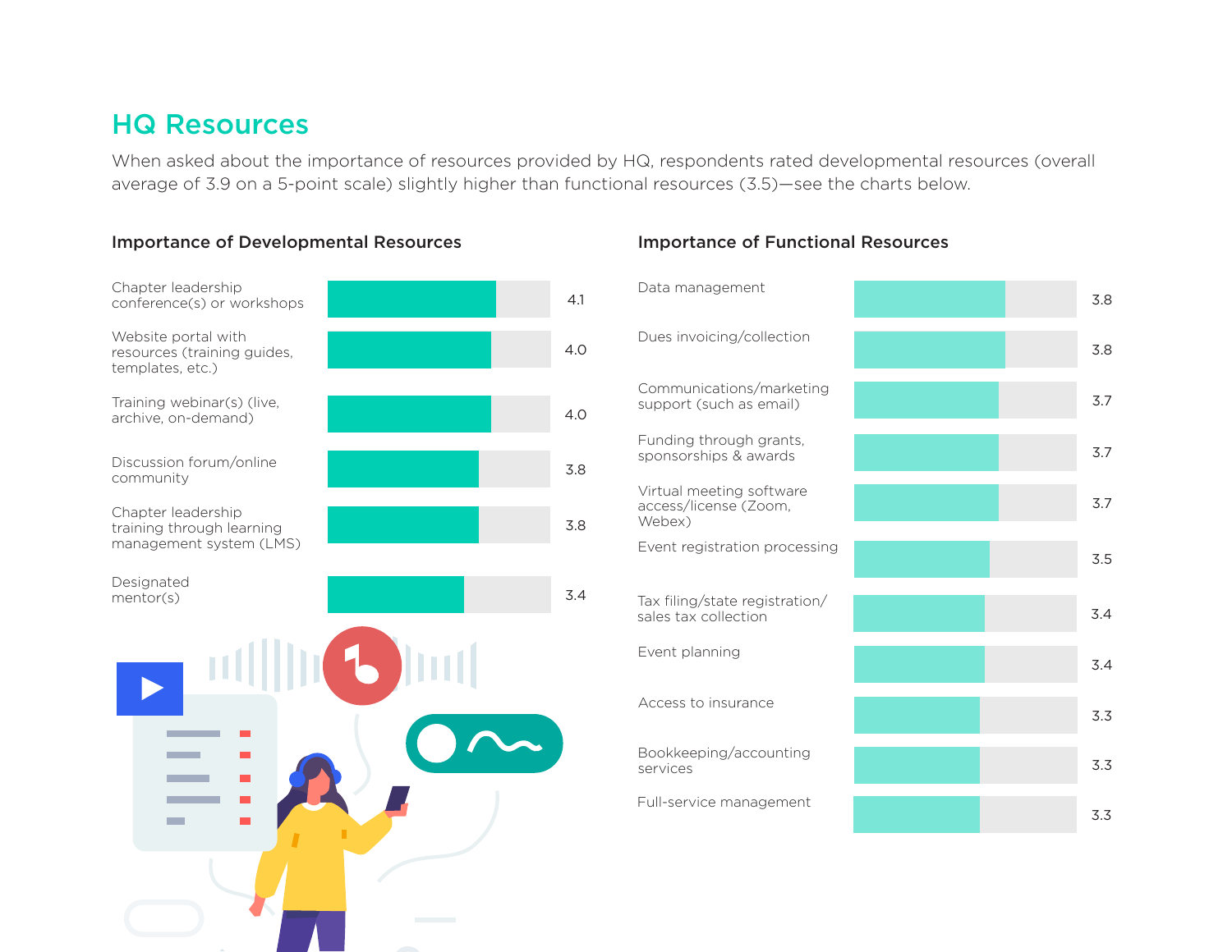## HQ Resources

When asked about the importance of resources provided by HQ, respondents rated developmental resources (overall average of 3.9 on a 5-point scale) slightly higher than functional resources (3.5)—see the charts below.

### Importance of Developmental Resources

| Resource | Rating |
|---|---|
| Chapter leadership conference(s) or workshops | 4.1 |
| Website portal with resources (training guides, templates, etc.) | 4.0 |
| Training webinar(s) (live, archive, on-demand) | 4.0 |
| Discussion forum/online community | 3.8 |
| Chapter leadership training through learning management system (LMS) | 3.8 |
| Designated mentor(s) | 3.4 |

### Importance of Functional Resources

| Resource | Rating |
|---|---|
| Data management | 3.8 |
| Dues invoicing/collection | 3.8 |
| Communications/marketing support (such as email) | 3.7 |
| Funding through grants, sponsorships & awards | 3.7 |
| Virtual meeting software access/license (Zoom, Webex) | 3.7 |
| Event registration processing | 3.5 |
| Tax filing/state registration/ sales tax collection | 3.4 |
| Event planning | 3.4 |
| Access to insurance | 3.3 |
| Bookkeeping/accounting services | 3.3 |
| Full-service management | 3.3 |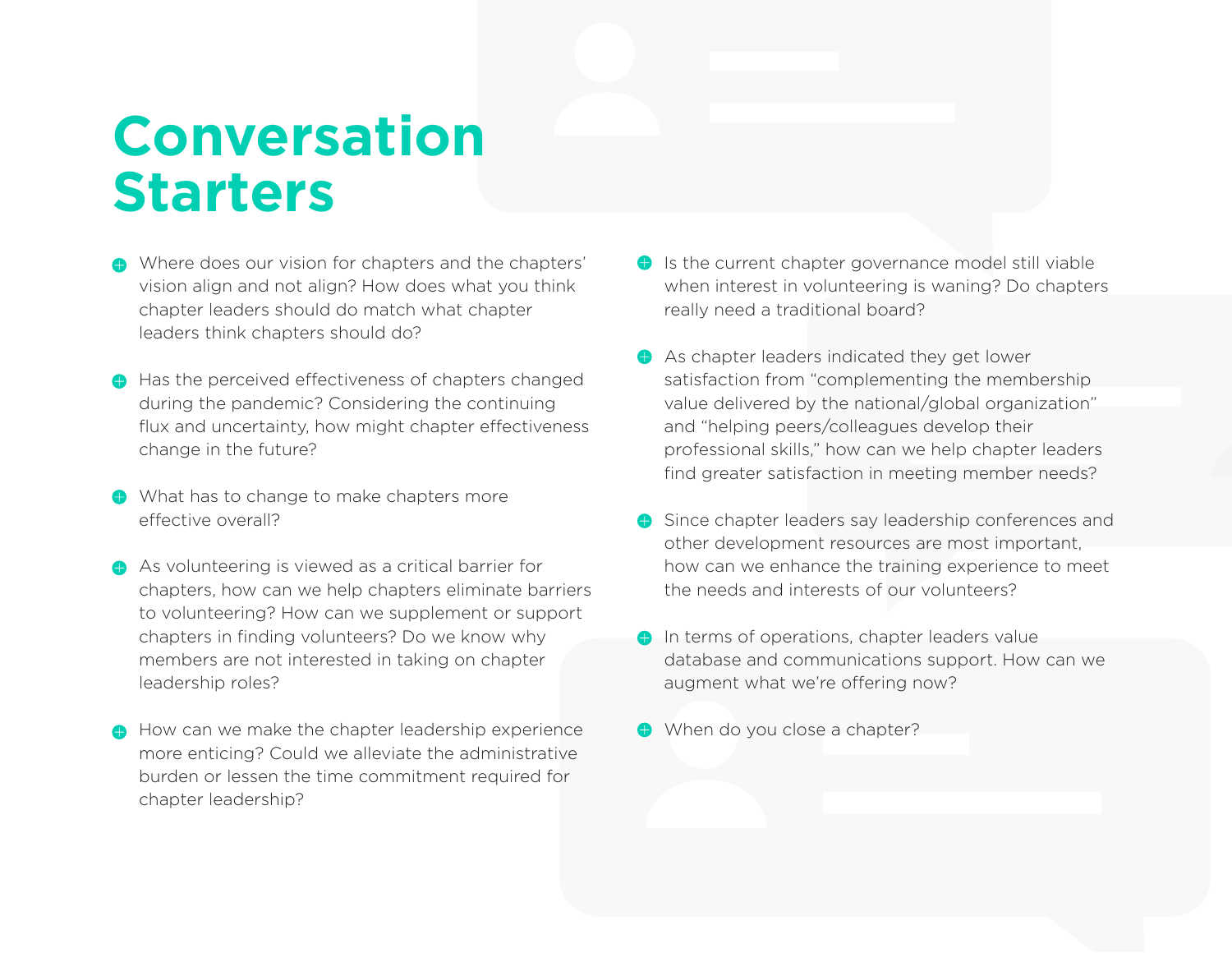# Conversation Starters

- Where does our vision for chapters and the chapters' vision align and not align? How does what you think chapter leaders should do match what chapter leaders think chapters should do?
- Has the perceived effectiveness of chapters changed during the pandemic? Considering the continuing flux and uncertainty, how might chapter effectiveness change in the future?
- What has to change to make chapters more effective overall?
- As volunteering is viewed as a critical barrier for chapters, how can we help chapters eliminate barriers to volunteering? How can we supplement or support chapters in finding volunteers? Do we know why members are not interested in taking on chapter leadership roles?
- How can we make the chapter leadership experience more enticing? Could we alleviate the administrative burden or lessen the time commitment required for chapter leadership?
- Is the current chapter governance model still viable when interest in volunteering is waning? Do chapters really need a traditional board?
- As chapter leaders indicated they get lower satisfaction from "complementing the membership value delivered by the national/global organization" and "helping peers/colleagues develop their professional skills," how can we help chapter leaders find greater satisfaction in meeting member needs?
- Since chapter leaders say leadership conferences and other development resources are most important, how can we enhance the training experience to meet the needs and interests of our volunteers?
- In terms of operations, chapter leaders value database and communications support. How can we augment what we're offering now?
- When do you close a chapter?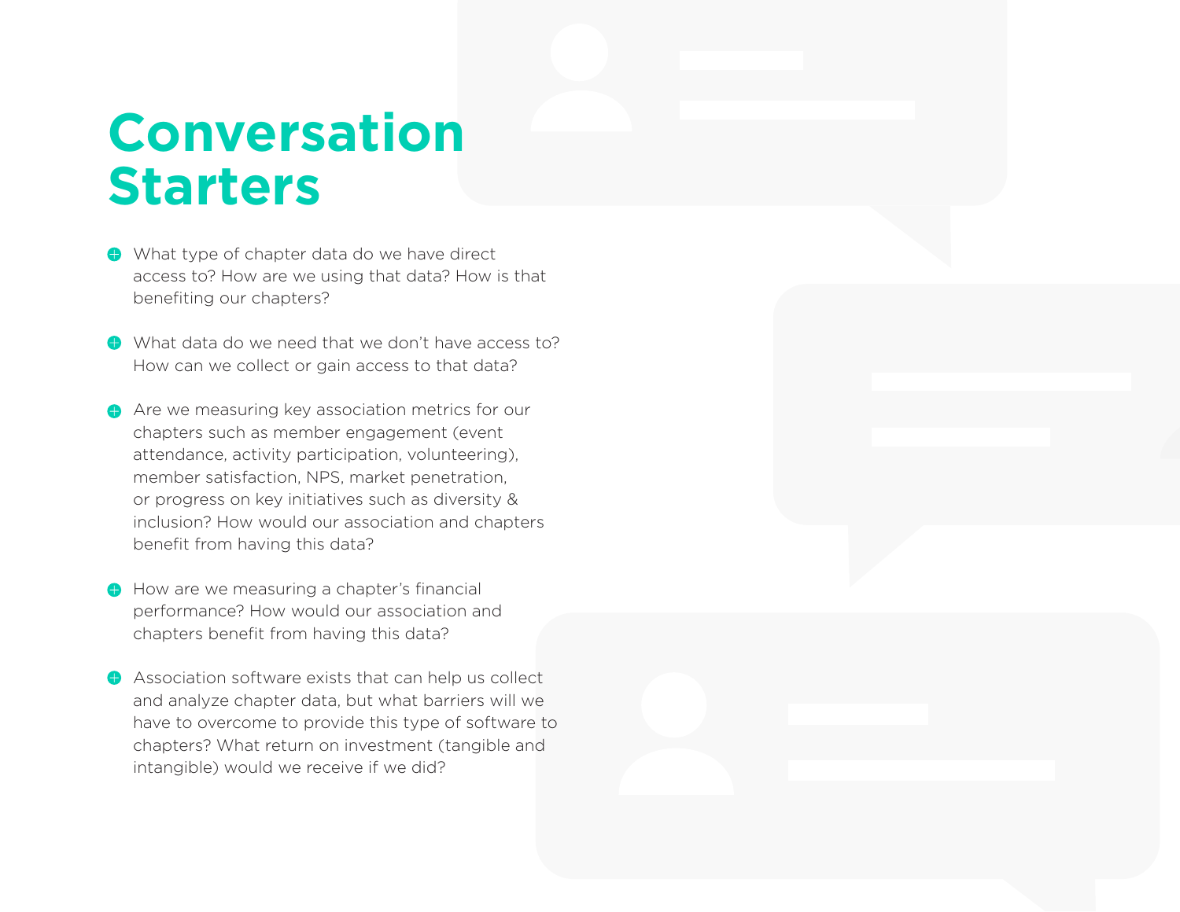# Conversation Starters

- What type of chapter data do we have direct access to? How are we using that data? How is that benefiting our chapters?
- What data do we need that we don't have access to? How can we collect or gain access to that data?
- Are we measuring key association metrics for our chapters such as member engagement (event attendance, activity participation, volunteering), member satisfaction, NPS, market penetration, or progress on key initiatives such as diversity & inclusion? How would our association and chapters benefit from having this data?
- How are we measuring a chapter's financial performance? How would our association and chapters benefit from having this data?
- Association software exists that can help us collect and analyze chapter data, but what barriers will we have to overcome to provide this type of software to chapters? What return on investment (tangible and intangible) would we receive if we did?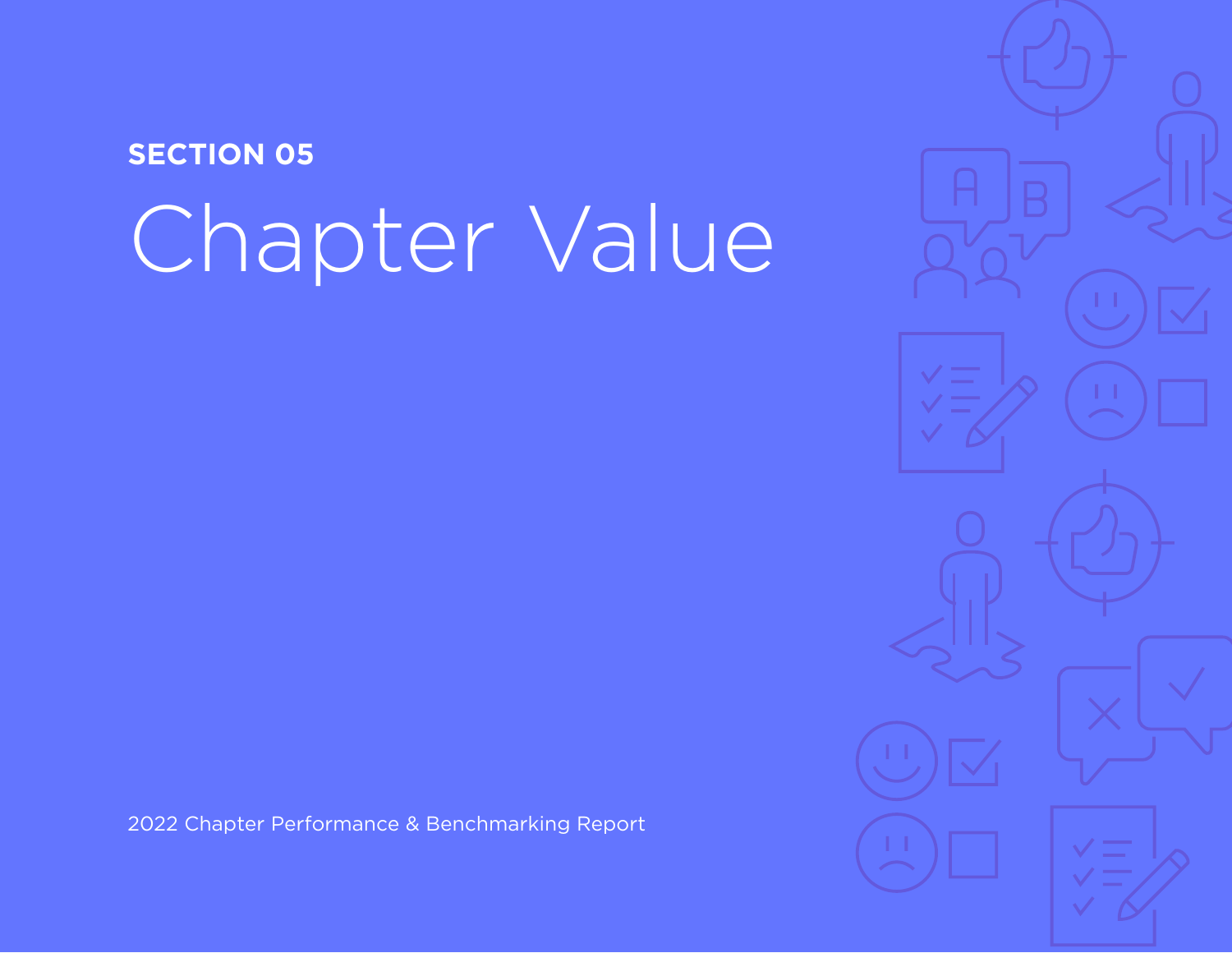SECTION 05

# Chapter Value

2022 Chapter Performance & Benchmarking Report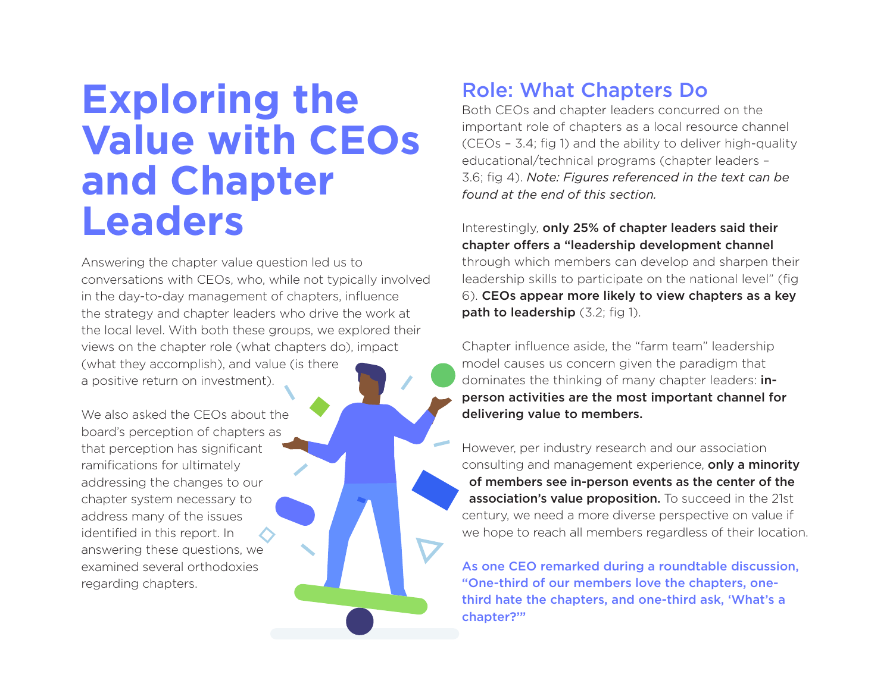# Exploring the Value with CEOs and Chapter Leaders

Answering the chapter value question led us to conversations with CEOs, who, while not typically involved in the day-to-day management of chapters, influence the strategy and chapter leaders who drive the work at the local level. With both these groups, we explored their views on the chapter role (what chapters do), impact (what they accomplish), and value (is there a positive return on investment).

We also asked the CEOs about the board's perception of chapters as that perception has significant ramifications for ultimately addressing the changes to our chapter system necessary to address many of the issues identified in this report. In answering these questions, we examined several orthodoxies regarding chapters.

## Role: What Chapters Do

Both CEOs and chapter leaders concurred on the important role of chapters as a local resource channel (CEOs – 3.4; fig 1) and the ability to deliver high-quality educational/technical programs (chapter leaders – 3.6; fig 4). *Note: Figures referenced in the text can be found at the end of this section.*

Interestingly, **only 25% of chapter leaders said their chapter offers a "leadership development channel** through which members can develop and sharpen their leadership skills to participate on the national level" (fig 6). **CEOs appear more likely to view chapters as a key path to leadership** (3.2; fig 1).

Chapter influence aside, the "farm team" leadership model causes us concern given the paradigm that dominates the thinking of many chapter leaders: **in-person activities are the most important channel for delivering value to members.**

However, per industry research and our association consulting and management experience, **only a minority of members see in-person events as the center of the association's value proposition.** To succeed in the 21st century, we need a more diverse perspective on value if we hope to reach all members regardless of their location.

**As one CEO remarked during a roundtable discussion, "One-third of our members love the chapters, one-third hate the chapters, and one-third ask, 'What's a chapter?'"**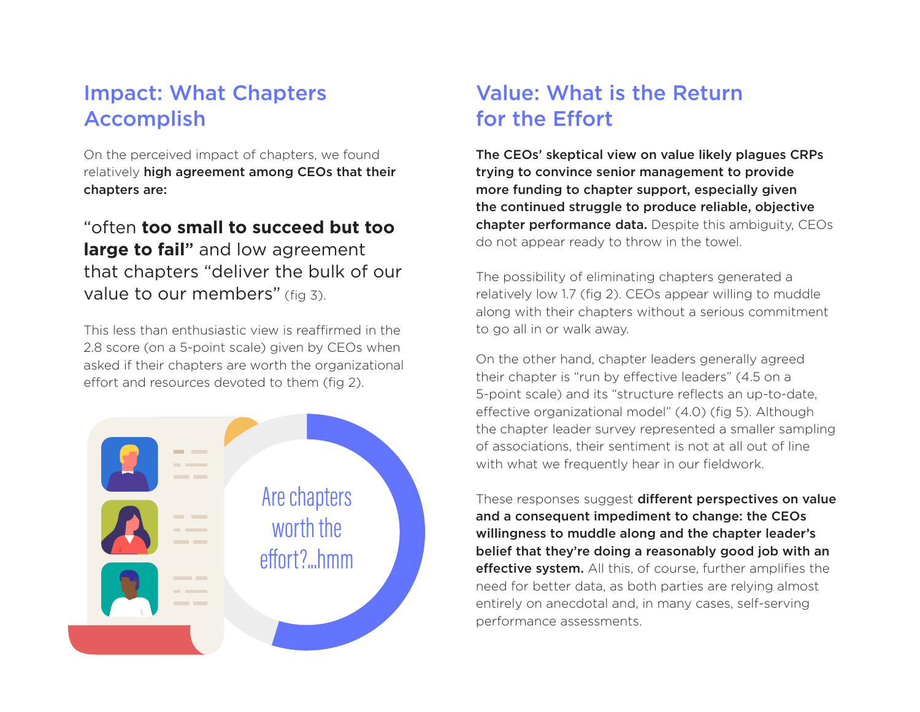## Impact: What Chapters Accomplish

On the perceived impact of chapters, we found relatively **high agreement among CEOs that their chapters are:**

"often **too small to succeed but too large to fail"** and low agreement that chapters "deliver the bulk of our value to our members" (fig 3).

This less than enthusiastic view is reaffirmed in the 2.8 score (on a 5-point scale) given by CEOs when asked if their chapters are worth the organizational effort and resources devoted to them (fig 2).

Are chapters worth the effort?...hmm

## Value: What is the Return for the Effort

**The CEOs' skeptical view on value likely plagues CRPs trying to convince senior management to provide more funding to chapter support, especially given the continued struggle to produce reliable, objective chapter performance data.** Despite this ambiguity, CEOs do not appear ready to throw in the towel.

The possibility of eliminating chapters generated a relatively low 1.7 (fig 2). CEOs appear willing to muddle along with their chapters without a serious commitment to go all in or walk away.

On the other hand, chapter leaders generally agreed their chapter is "run by effective leaders" (4.5 on a 5-point scale) and its "structure reflects an up-to-date, effective organizational model" (4.0) (fig 5). Although the chapter leader survey represented a smaller sampling of associations, their sentiment is not at all out of line with what we frequently hear in our fieldwork.

These responses suggest **different perspectives on value and a consequent impediment to change: the CEOs willingness to muddle along and the chapter leader's belief that they're doing a reasonably good job with an effective system.** All this, of course, further amplifies the need for better data, as both parties are relying almost entirely on anecdotal and, in many cases, self-serving performance assessments.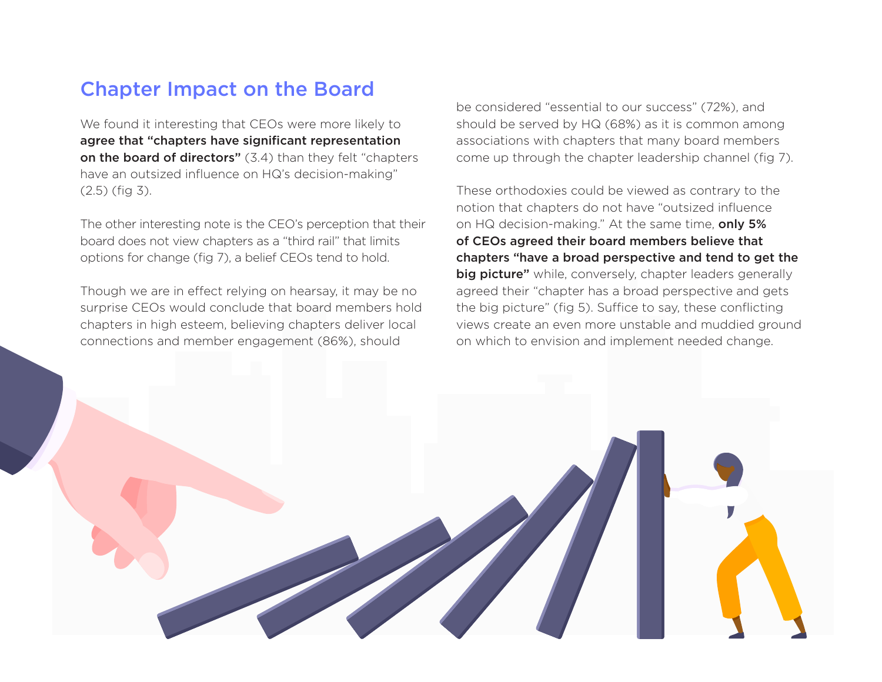## Chapter Impact on the Board

We found it interesting that CEOs were more likely to **agree that "chapters have significant representation on the board of directors"** (3.4) than they felt "chapters have an outsized influence on HQ's decision-making" (2.5) (fig 3).

The other interesting note is the CEO's perception that their board does not view chapters as a "third rail" that limits options for change (fig 7), a belief CEOs tend to hold.

Though we are in effect relying on hearsay, it may be no surprise CEOs would conclude that board members hold chapters in high esteem, believing chapters deliver local connections and member engagement (86%), should be considered "essential to our success" (72%), and should be served by HQ (68%) as it is common among associations with chapters that many board members come up through the chapter leadership channel (fig 7).

These orthodoxies could be viewed as contrary to the notion that chapters do not have "outsized influence on HQ decision-making." At the same time, **only 5% of CEOs agreed their board members believe that chapters "have a broad perspective and tend to get the big picture"** while, conversely, chapter leaders generally agreed their "chapter has a broad perspective and gets the big picture" (fig 5). Suffice to say, these conflicting views create an even more unstable and muddied ground on which to envision and implement needed change.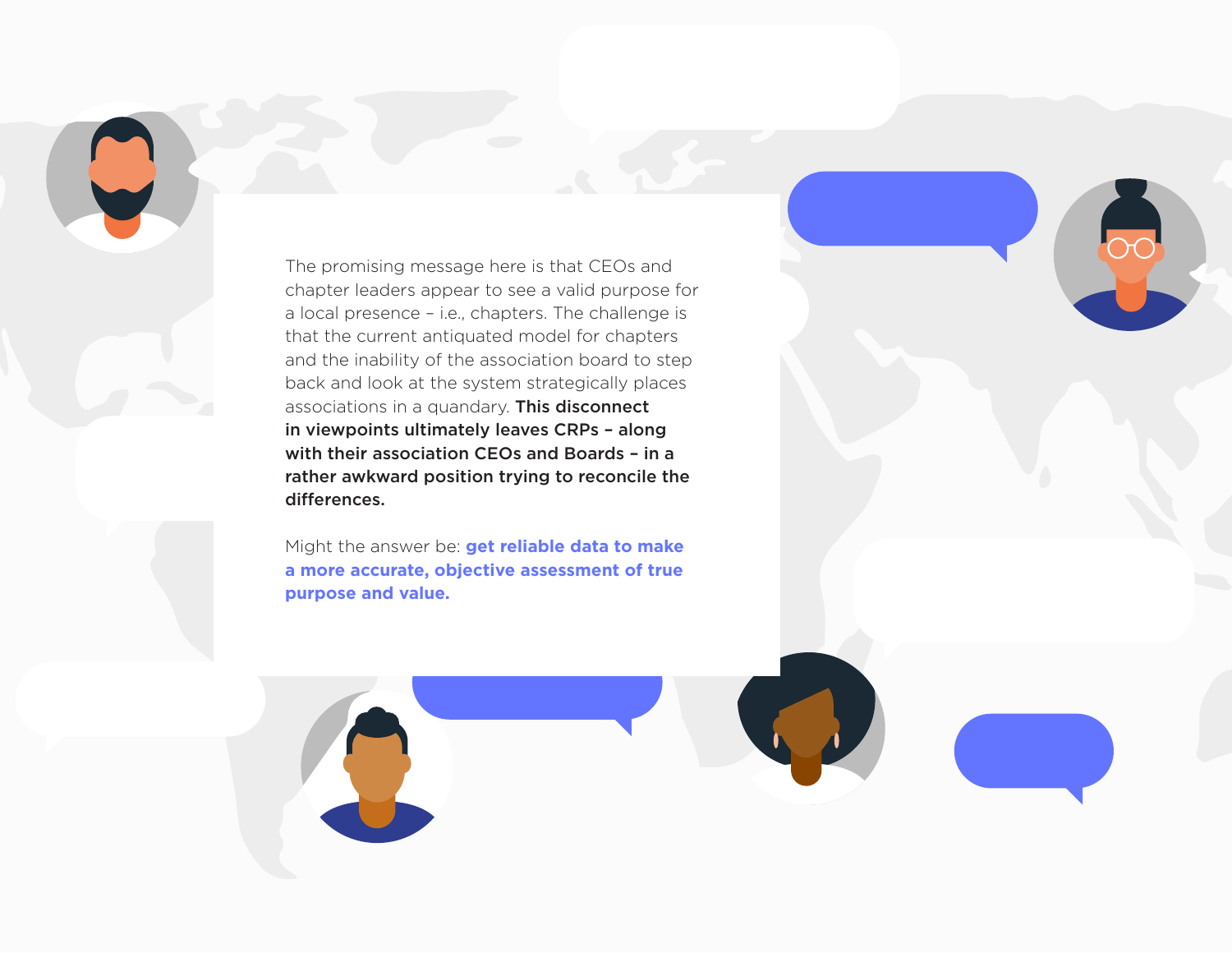The promising message here is that CEOs and chapter leaders appear to see a valid purpose for a local presence – i.e., chapters. The challenge is that the current antiquated model for chapters and the inability of the association board to step back and look at the system strategically places associations in a quandary. **This disconnect in viewpoints ultimately leaves CRPs – along with their association CEOs and Boards – in a rather awkward position trying to reconcile the differences.**

Might the answer be: **get reliable data to make a more accurate, objective assessment of true purpose and value.**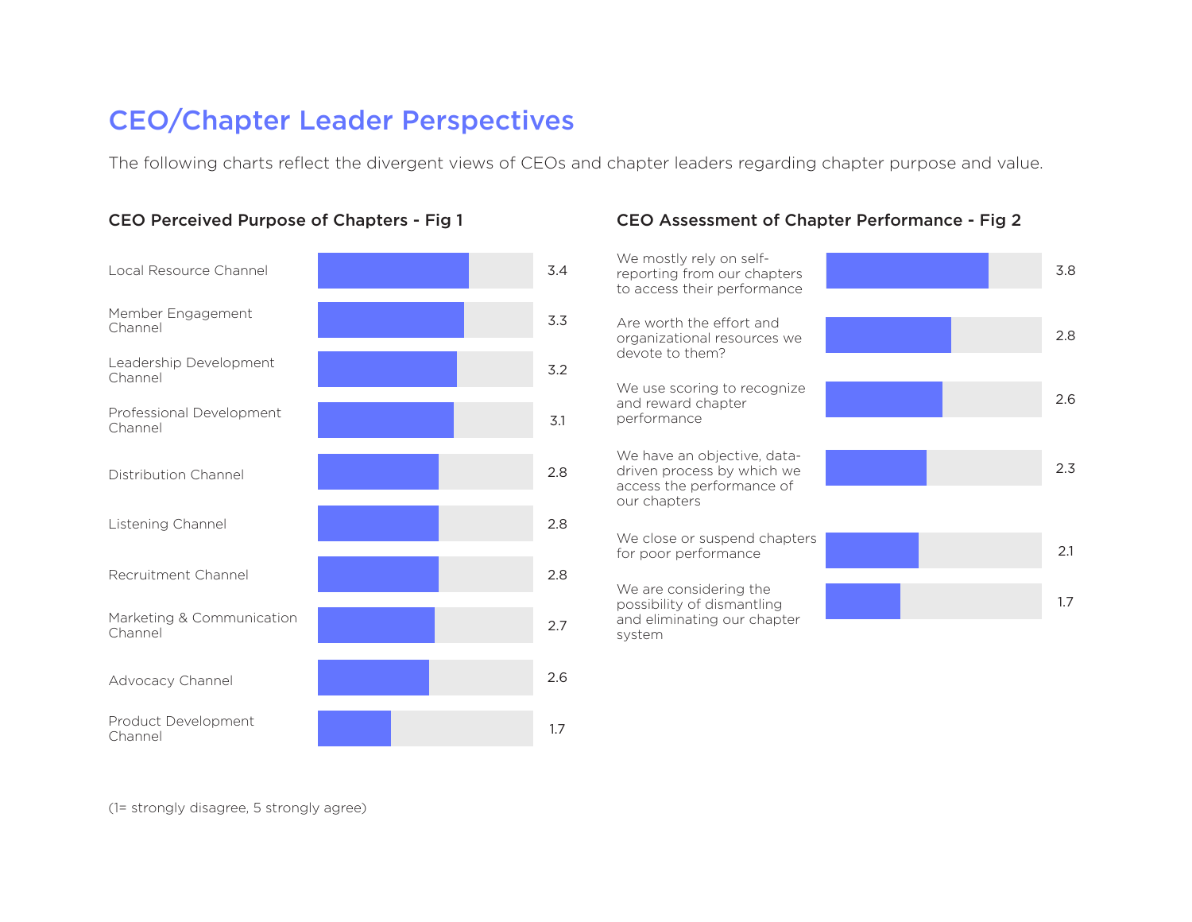## CEO/Chapter Leader Perspectives

The following charts reflect the divergent views of CEOs and chapter leaders regarding chapter purpose and value.

### CEO Perceived Purpose of Chapters - Fig 1

| Purpose | Score |
|---|---|
| Local Resource Channel | 3.4 |
| Member Engagement Channel | 3.3 |
| Leadership Development Channel | 3.2 |
| Professional Development Channel | 3.1 |
| Distribution Channel | 2.8 |
| Listening Channel | 2.8 |
| Recruitment Channel | 2.8 |
| Marketing & Communication Channel | 2.7 |
| Advocacy Channel | 2.6 |
| Product Development Channel | 1.7 |

### CEO Assessment of Chapter Performance - Fig 2

| Statement | Score |
|---|---|
| We mostly rely on self-reporting from our chapters to access their performance | 3.8 |
| Are worth the effort and organizational resources we devote to them? | 2.8 |
| We use scoring to recognize and reward chapter performance | 2.6 |
| We have an objective, data-driven process by which we access the performance of our chapters | 2.3 |
| We close or suspend chapters for poor performance | 2.1 |
| We are considering the possibility of dismantling and eliminating our chapter system | 1.7 |

(1= strongly disagree, 5 strongly agree)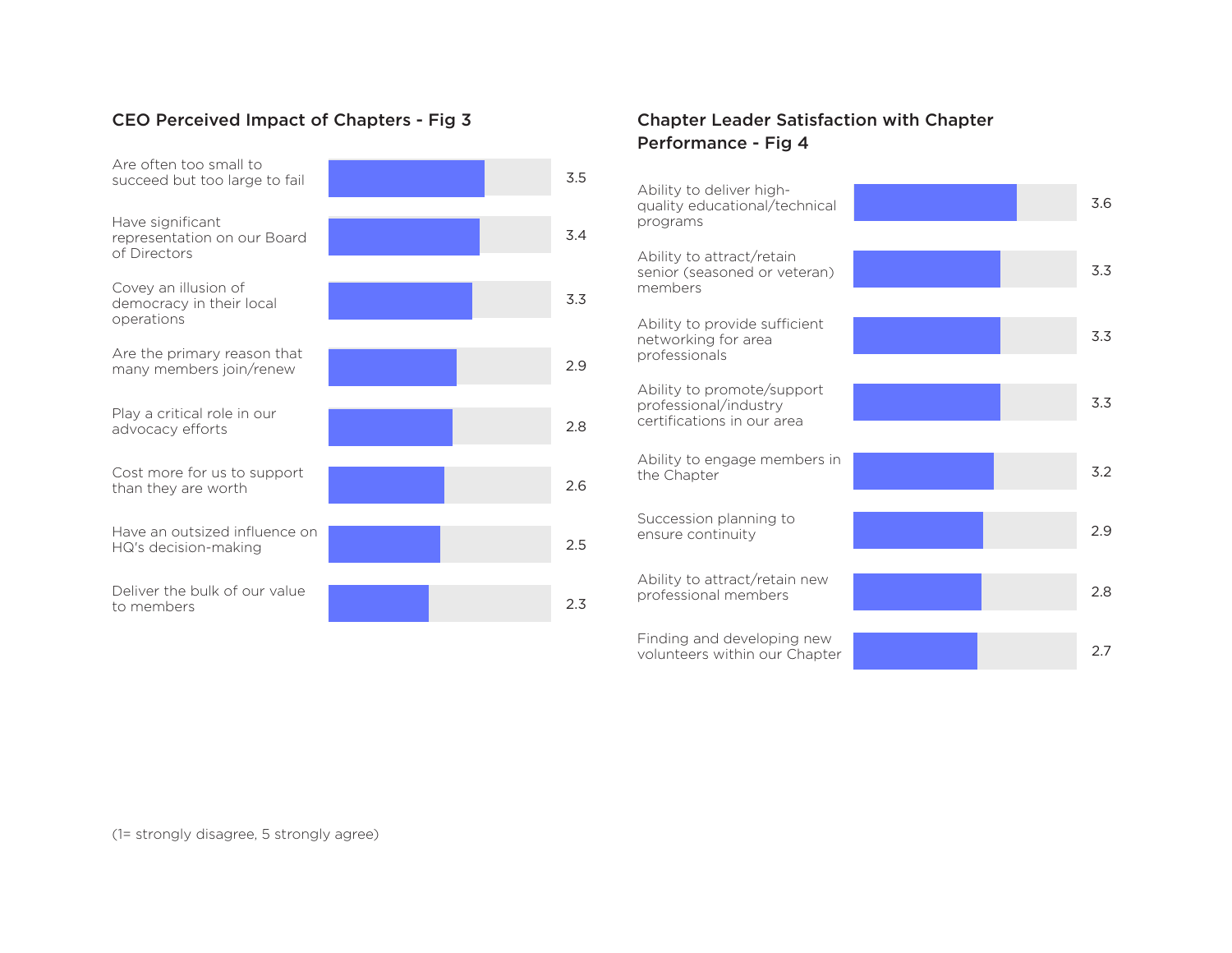### CEO Perceived Impact of Chapters - Fig 3

| Statement | Score |
|---|---|
| Are often too small to succeed but too large to fail | 3.5 |
| Have significant representation on our Board of Directors | 3.4 |
| Covey an illusion of democracy in their local operations | 3.3 |
| Are the primary reason that many members join/renew | 2.9 |
| Play a critical role in our advocacy efforts | 2.8 |
| Cost more for us to support than they are worth | 2.6 |
| Have an outsized influence on HQ's decision-making | 2.5 |
| Deliver the bulk of our value to members | 2.3 |

### Chapter Leader Satisfaction with Chapter Performance - Fig 4

| Statement | Score |
|---|---|
| Ability to deliver high-quality educational/technical programs | 3.6 |
| Ability to attract/retain senior (seasoned or veteran) members | 3.3 |
| Ability to provide sufficient networking for area professionals | 3.3 |
| Ability to promote/support professional/industry certifications in our area | 3.3 |
| Ability to engage members in the Chapter | 3.2 |
| Succession planning to ensure continuity | 2.9 |
| Ability to attract/retain new professional members | 2.8 |
| Finding and developing new volunteers within our Chapter | 2.7 |

(1= strongly disagree, 5 strongly agree)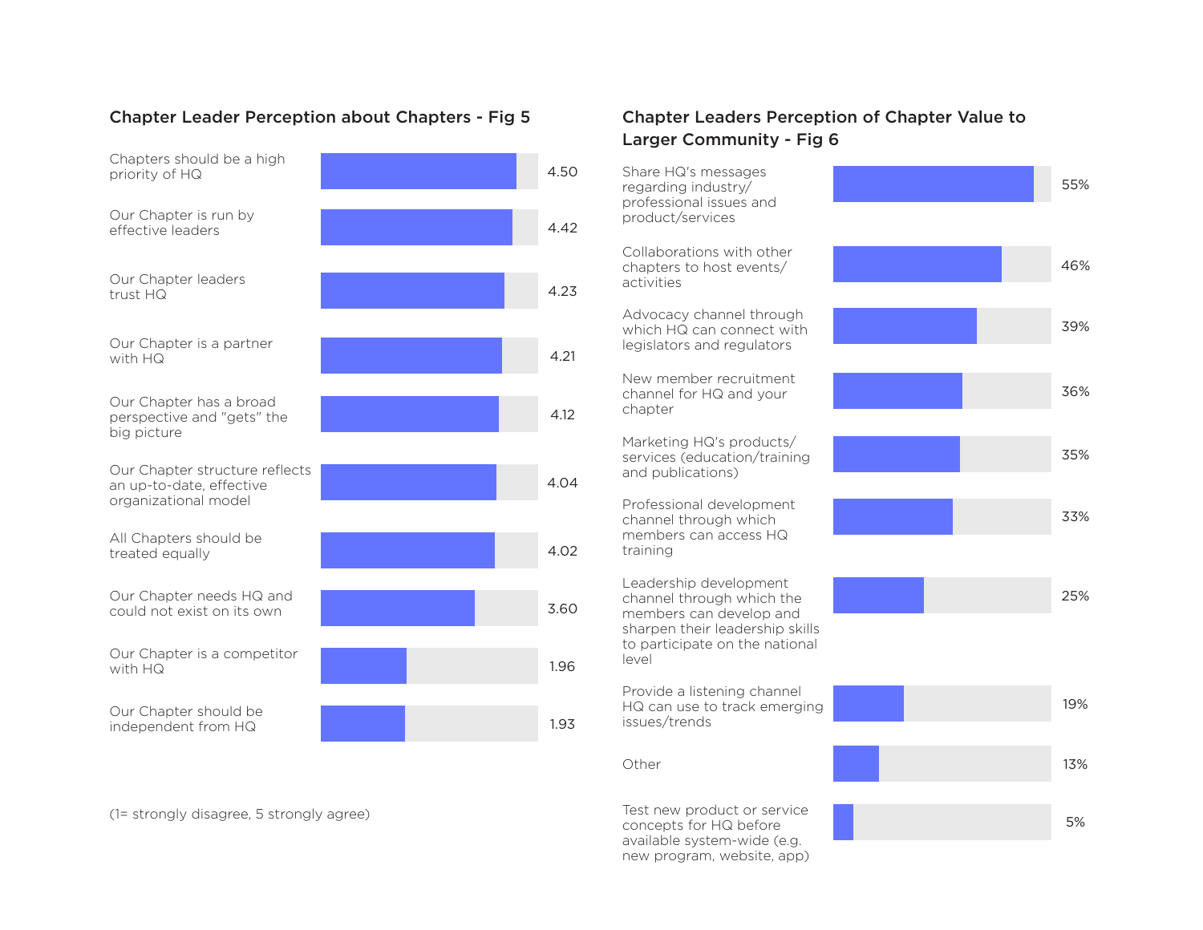### Chapter Leader Perception about Chapters - Fig 5

| Statement | Score |
|---|---|
| Chapters should be a high priority of HQ | 4.50 |
| Our Chapter is run by effective leaders | 4.42 |
| Our Chapter leaders trust HQ | 4.23 |
| Our Chapter is a partner with HQ | 4.21 |
| Our Chapter has a broad perspective and "gets" the big picture | 4.12 |
| Our Chapter structure reflects an up-to-date, effective organizational model | 4.04 |
| All Chapters should be treated equally | 4.02 |
| Our Chapter needs HQ and could not exist on its own | 3.60 |
| Our Chapter is a competitor with HQ | 1.96 |
| Our Chapter should be independent from HQ | 1.93 |

(1= strongly disagree, 5 strongly agree)

### Chapter Leaders Perception of Chapter Value to Larger Community - Fig 6

| Value | Percentage |
|---|---|
| Share HQ's messages regarding industry/ professional issues and product/services | 55% |
| Collaborations with other chapters to host events/ activities | 46% |
| Advocacy channel through which HQ can connect with legislators and regulators | 39% |
| New member recruitment channel for HQ and your chapter | 36% |
| Marketing HQ's products/ services (education/training and publications) | 35% |
| Professional development channel through which members can access HQ training | 33% |
| Leadership development channel through which the members can develop and sharpen their leadership skills to participate on the national level | 25% |
| Provide a listening channel HQ can use to track emerging issues/trends | 19% |
| Other | 13% |
| Test new product or service concepts for HQ before available system-wide (e.g. new program, website, app) | 5% |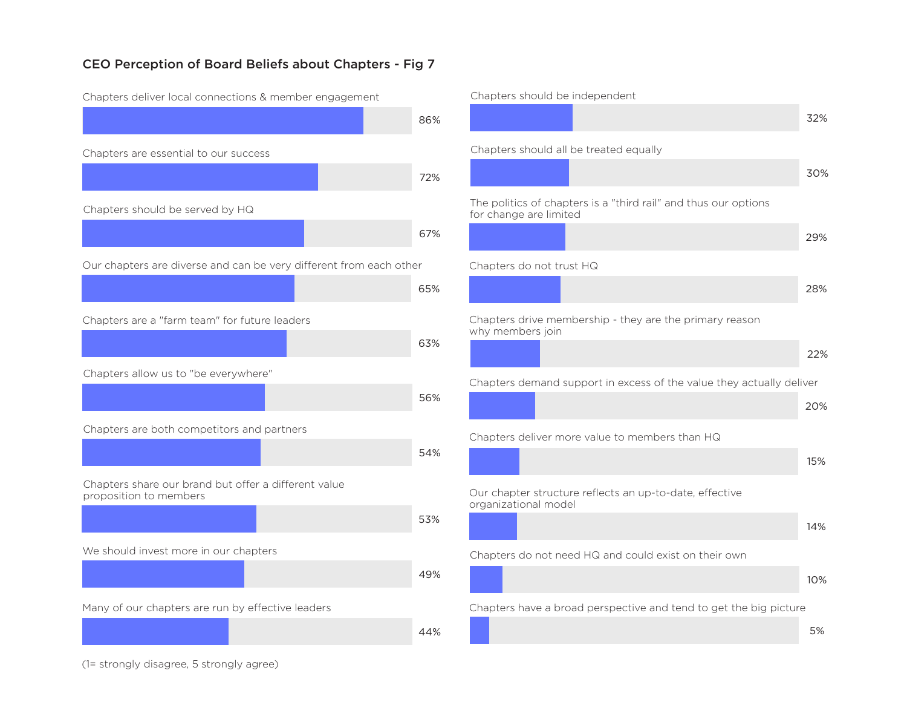### CEO Perception of Board Beliefs about Chapters - Fig 7

| Statement | % |
|---|---|
| Chapters deliver local connections & member engagement | 86% |
| Chapters are essential to our success | 72% |
| Chapters should be served by HQ | 67% |
| Our chapters are diverse and can be very different from each other | 65% |
| Chapters are a "farm team" for future leaders | 63% |
| Chapters allow us to "be everywhere" | 56% |
| Chapters are both competitors and partners | 54% |
| Chapters share our brand but offer a different value proposition to members | 53% |
| We should invest more in our chapters | 49% |
| Many of our chapters are run by effective leaders | 44% |
| Chapters should be independent | 32% |
| Chapters should all be treated equally | 30% |
| The politics of chapters is a "third rail" and thus our options for change are limited | 29% |
| Chapters do not trust HQ | 28% |
| Chapters drive membership - they are the primary reason why members join | 22% |
| Chapters demand support in excess of the value they actually deliver | 20% |
| Chapters deliver more value to members than HQ | 15% |
| Our chapter structure reflects an up-to-date, effective organizational model | 14% |
| Chapters do not need HQ and could exist on their own | 10% |
| Chapters have a broad perspective and tend to get the big picture | 5% |

(1= strongly disagree, 5 strongly agree)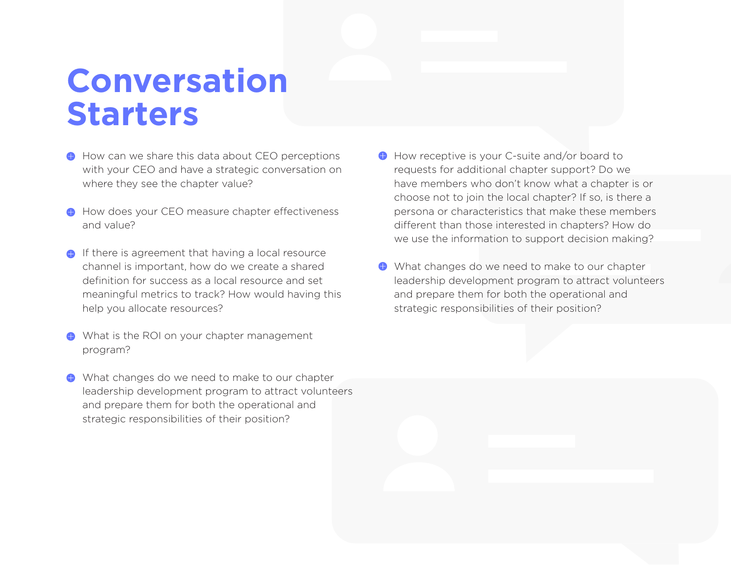# Conversation Starters

- How can we share this data about CEO perceptions with your CEO and have a strategic conversation on where they see the chapter value?
- How does your CEO measure chapter effectiveness and value?
- If there is agreement that having a local resource channel is important, how do we create a shared definition for success as a local resource and set meaningful metrics to track? How would having this help you allocate resources?
- What is the ROI on your chapter management program?
- What changes do we need to make to our chapter leadership development program to attract volunteers and prepare them for both the operational and strategic responsibilities of their position?
- How receptive is your C-suite and/or board to requests for additional chapter support? Do we have members who don't know what a chapter is or choose not to join the local chapter? If so, is there a persona or characteristics that make these members different than those interested in chapters? How do we use the information to support decision making?
- What changes do we need to make to our chapter leadership development program to attract volunteers and prepare them for both the operational and strategic responsibilities of their position?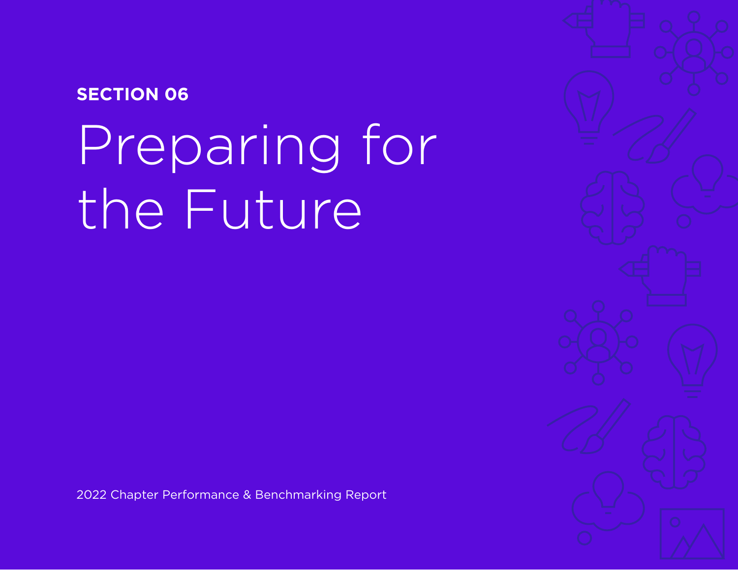**SECTION 06**

# Preparing for the Future

2022 Chapter Performance & Benchmarking Report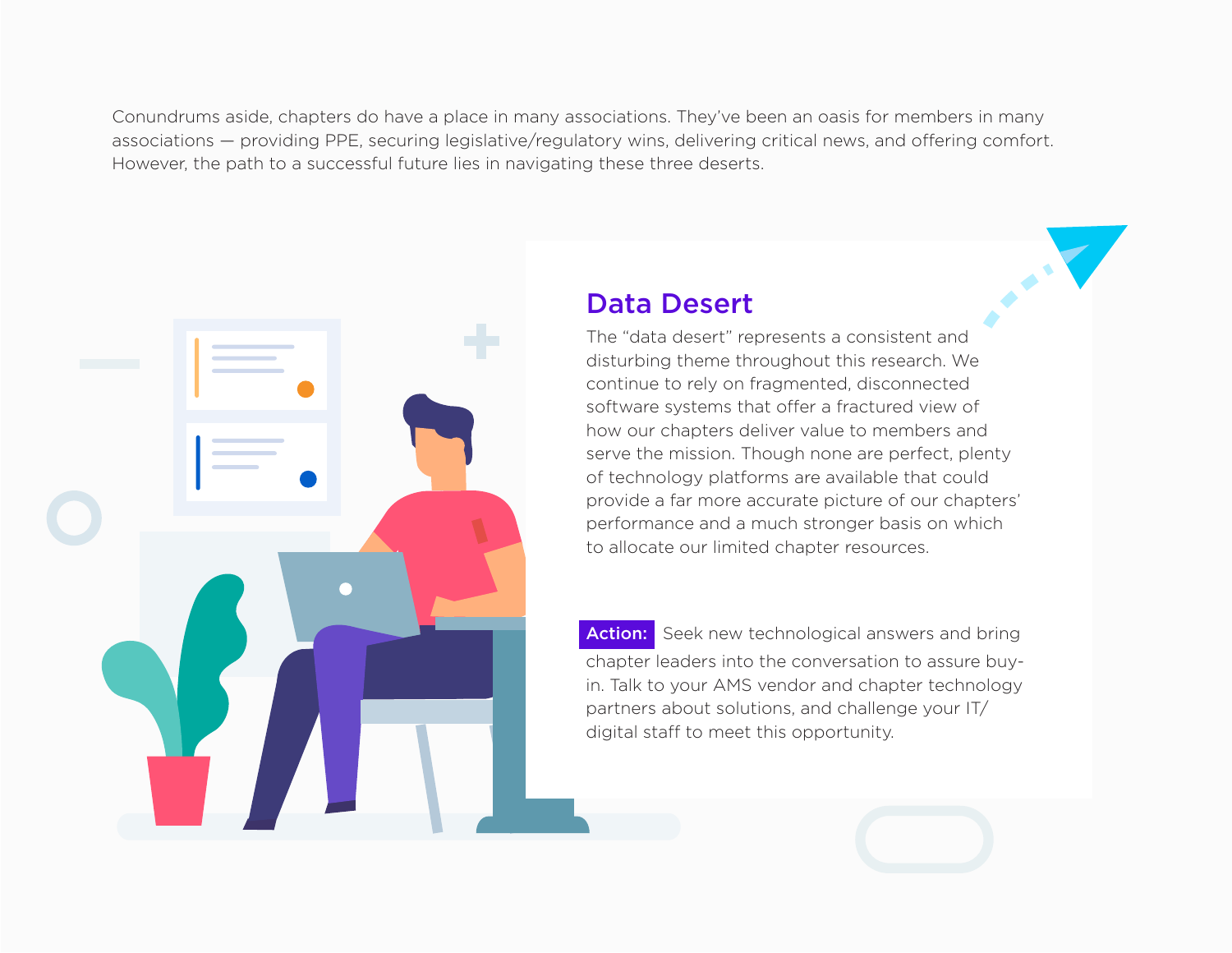Conundrums aside, chapters do have a place in many associations. They've been an oasis for members in many associations — providing PPE, securing legislative/regulatory wins, delivering critical news, and offering comfort. However, the path to a successful future lies in navigating these three deserts.

## Data Desert

The "data desert" represents a consistent and disturbing theme throughout this research. We continue to rely on fragmented, disconnected software systems that offer a fractured view of how our chapters deliver value to members and serve the mission. Though none are perfect, plenty of technology platforms are available that could provide a far more accurate picture of our chapters' performance and a much stronger basis on which to allocate our limited chapter resources.

**Action:** Seek new technological answers and bring chapter leaders into the conversation to assure buy-in. Talk to your AMS vendor and chapter technology partners about solutions, and challenge your IT/digital staff to meet this opportunity.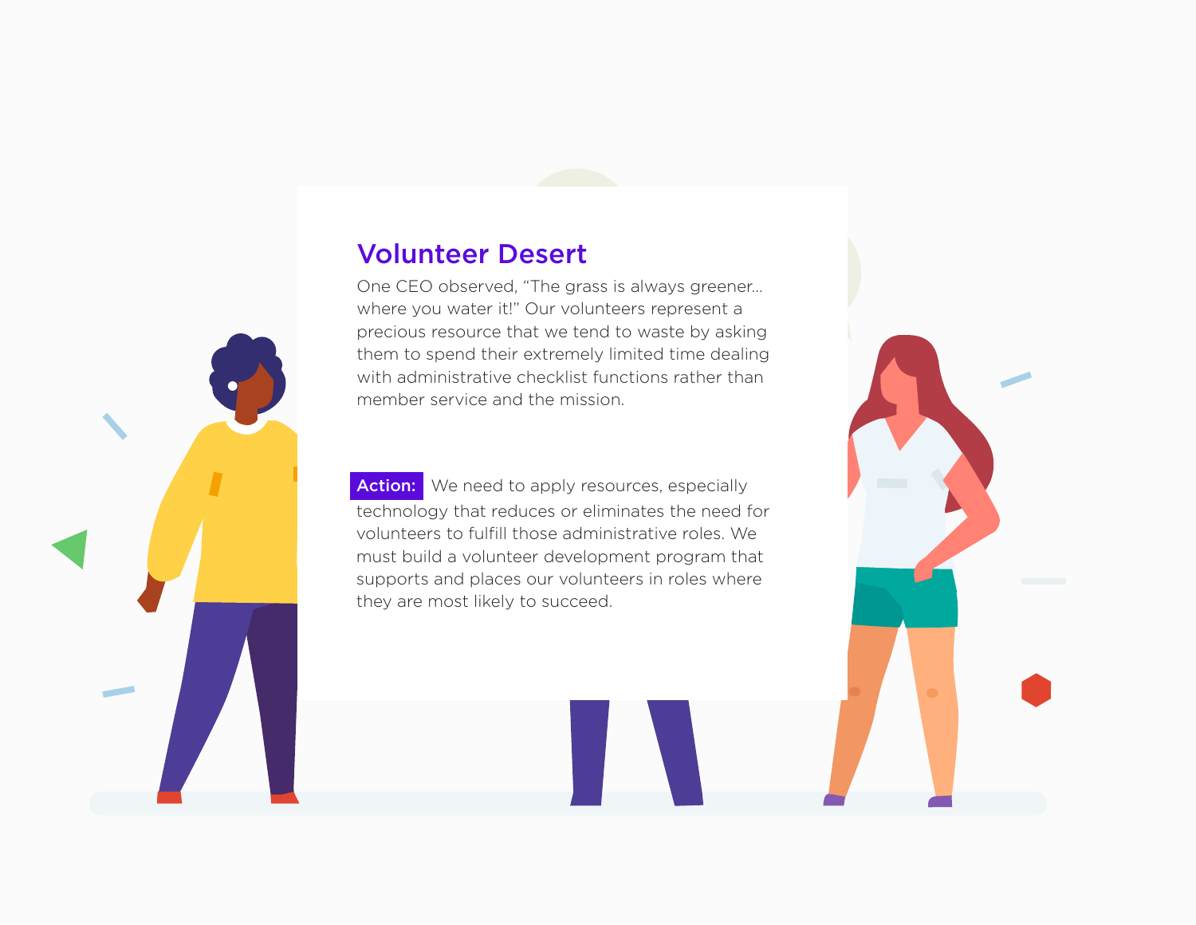## Volunteer Desert

One CEO observed, “The grass is always greener… where you water it!” Our volunteers represent a precious resource that we tend to waste by asking them to spend their extremely limited time dealing with administrative checklist functions rather than member service and the mission.

**Action:** We need to apply resources, especially technology that reduces or eliminates the need for volunteers to fulfill those administrative roles. We must build a volunteer development program that supports and places our volunteers in roles where they are most likely to succeed.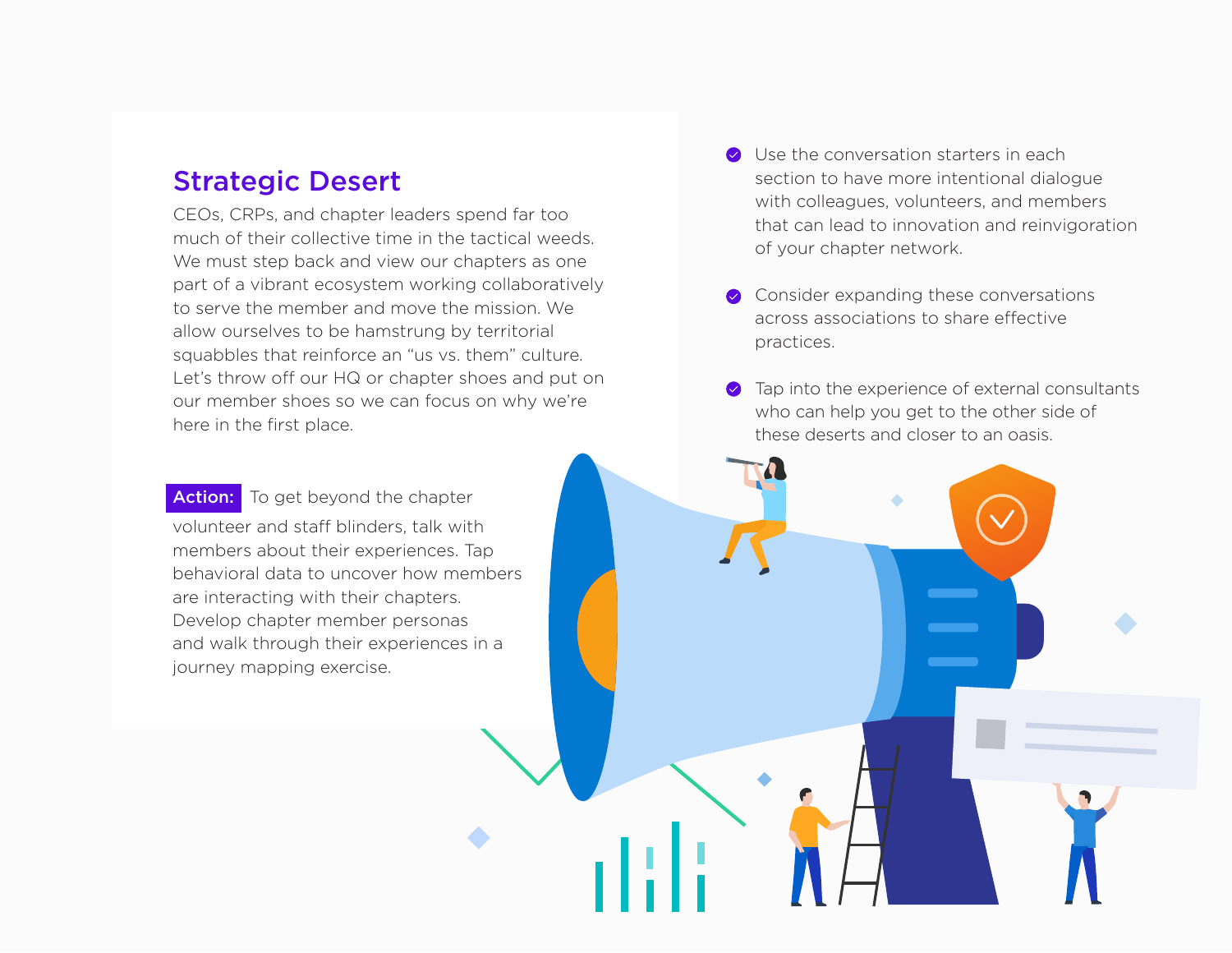## Strategic Desert

CEOs, CRPs, and chapter leaders spend far too much of their collective time in the tactical weeds. We must step back and view our chapters as one part of a vibrant ecosystem working collaboratively to serve the member and move the mission. We allow ourselves to be hamstrung by territorial squabbles that reinforce an "us vs. them" culture. Let's throw off our HQ or chapter shoes and put on our member shoes so we can focus on why we're here in the first place.

**Action:** To get beyond the chapter volunteer and staff blinders, talk with members about their experiences. Tap behavioral data to uncover how members are interacting with their chapters. Develop chapter member personas and walk through their experiences in a journey mapping exercise.

- Use the conversation starters in each section to have more intentional dialogue with colleagues, volunteers, and members that can lead to innovation and reinvigoration of your chapter network.
- Consider expanding these conversations across associations to share effective practices.
- Tap into the experience of external consultants who can help you get to the other side of these deserts and closer to an oasis.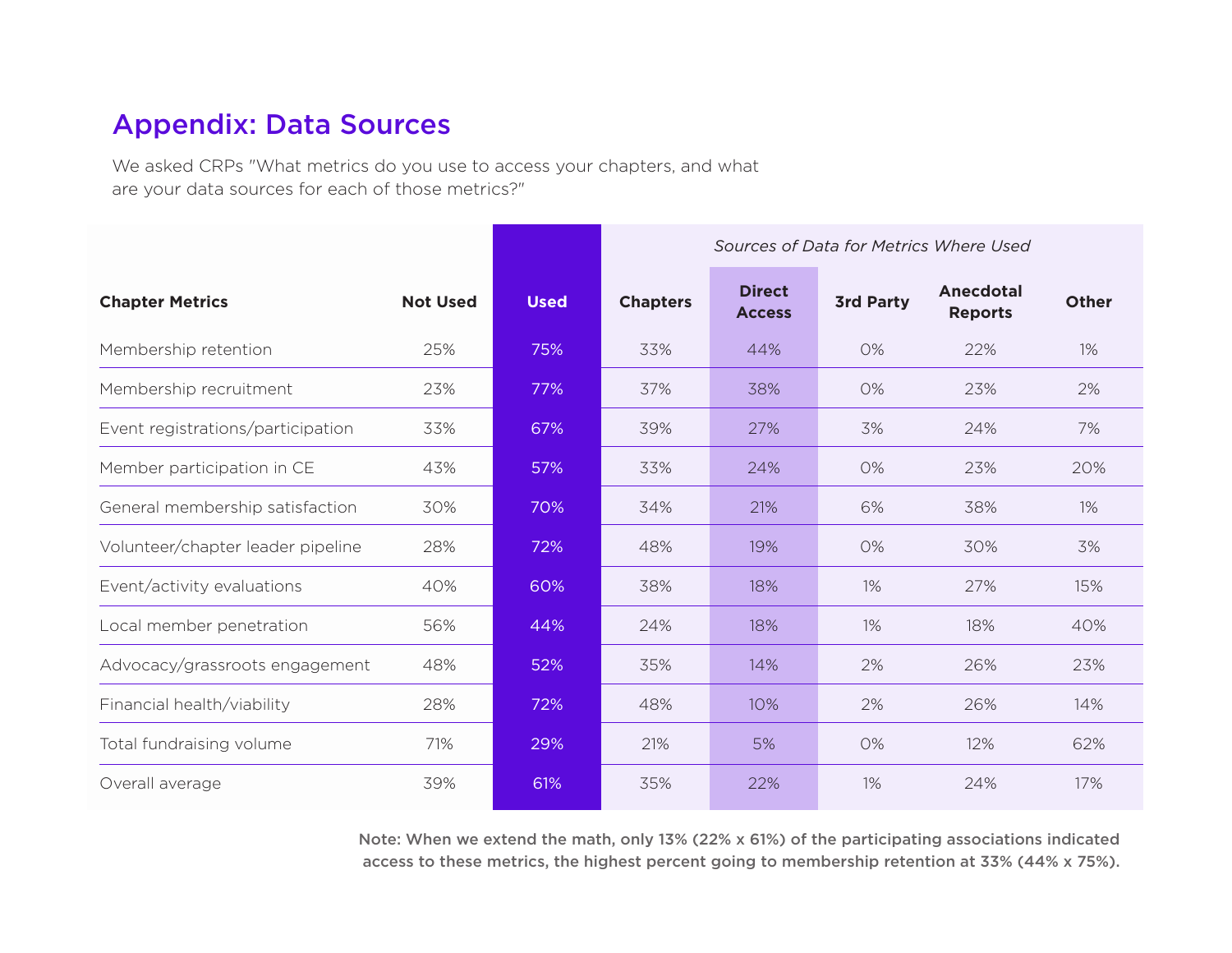## Appendix: Data Sources

We asked CRPs "What metrics do you use to access your chapters, and what are your data sources for each of those metrics?"

| | | | *Sources of Data for Metrics Where Used* | | | | |
|---|---|---|---|---|---|---|---|
| **Chapter Metrics** | **Not Used** | **Used** | **Chapters** | **Direct Access** | **3rd Party** | **Anecdotal Reports** | **Other** |
| Membership retention | 25% | 75% | 33% | 44% | 0% | 22% | 1% |
| Membership recruitment | 23% | 77% | 37% | 38% | 0% | 23% | 2% |
| Event registrations/participation | 33% | 67% | 39% | 27% | 3% | 24% | 7% |
| Member participation in CE | 43% | 57% | 33% | 24% | 0% | 23% | 20% |
| General membership satisfaction | 30% | 70% | 34% | 21% | 6% | 38% | 1% |
| Volunteer/chapter leader pipeline | 28% | 72% | 48% | 19% | 0% | 30% | 3% |
| Event/activity evaluations | 40% | 60% | 38% | 18% | 1% | 27% | 15% |
| Local member penetration | 56% | 44% | 24% | 18% | 1% | 18% | 40% |
| Advocacy/grassroots engagement | 48% | 52% | 35% | 14% | 2% | 26% | 23% |
| Financial health/viability | 28% | 72% | 48% | 10% | 2% | 26% | 14% |
| Total fundraising volume | 71% | 29% | 21% | 5% | 0% | 12% | 62% |
| Overall average | 39% | 61% | 35% | 22% | 1% | 24% | 17% |

**Note: When we extend the math, only 13% (22% x 61%) of the participating associations indicated access to these metrics, the highest percent going to membership retention at 33% (44% x 75%).**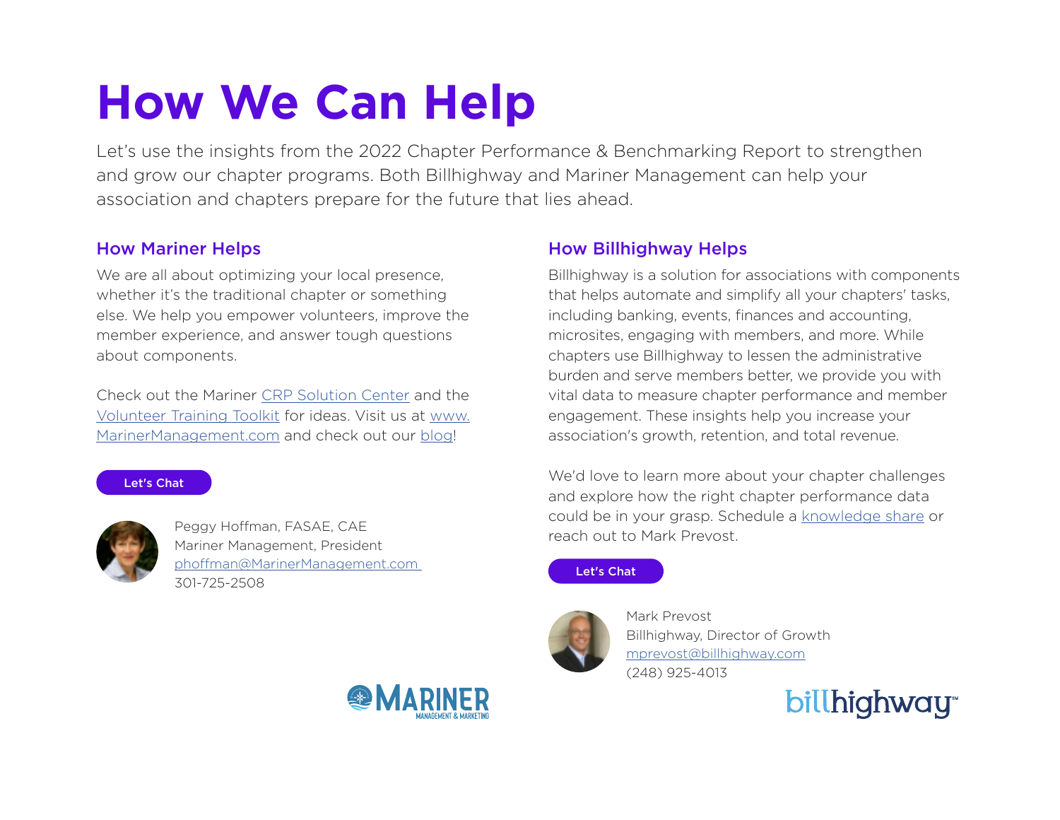# How We Can Help

Let's use the insights from the 2022 Chapter Performance & Benchmarking Report to strengthen and grow our chapter programs. Both Billhighway and Mariner Management can help your association and chapters prepare for the future that lies ahead.

## How Mariner Helps

We are all about optimizing your local presence, whether it's the traditional chapter or something else. We help you empower volunteers, improve the member experience, and answer tough questions about components.

Check out the Mariner CRP Solution Center and the Volunteer Training Toolkit for ideas. Visit us at www.MarinerManagement.com and check out our blog!

Let's Chat

Peggy Hoffman, FASAE, CAE
Mariner Management, President
phoffman@MarinerManagement.com
301-725-2508

## How Billhighway Helps

Billhighway is a solution for associations with components that helps automate and simplify all your chapters' tasks, including banking, events, finances and accounting, microsites, engaging with members, and more. While chapters use Billhighway to lessen the administrative burden and serve members better, we provide you with vital data to measure chapter performance and member engagement. These insights help you increase your association's growth, retention, and total revenue.

We'd love to learn more about your chapter challenges and explore how the right chapter performance data could be in your grasp. Schedule a knowledge share or reach out to Mark Prevost.

Let's Chat

Mark Prevost
Billhighway, Director of Growth
mprevost@billhighway.com
(248) 925-4013

MARINER MANAGEMENT & MARKETING

billhighway℠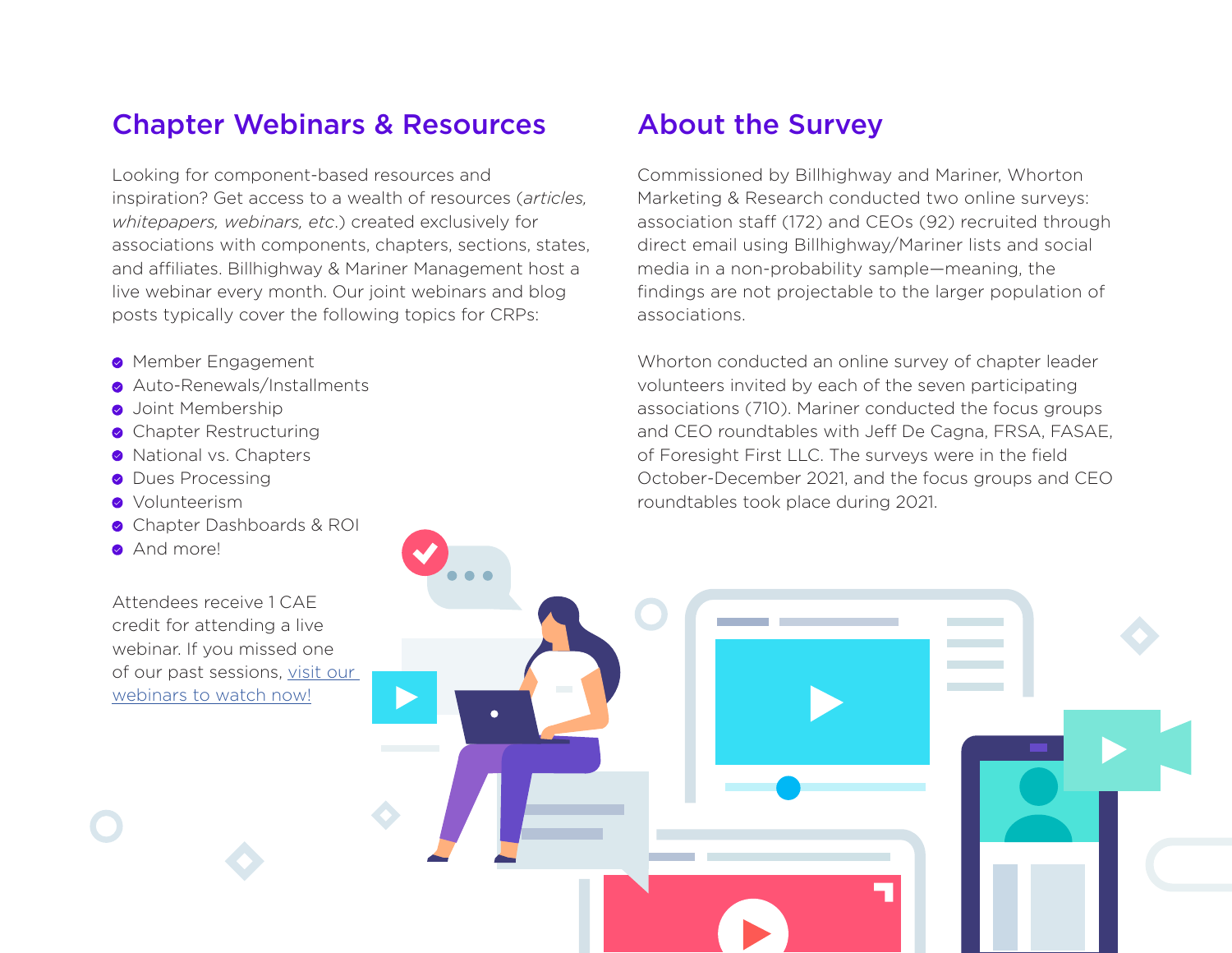## Chapter Webinars & Resources

Looking for component-based resources and inspiration? Get access to a wealth of resources (*articles, whitepapers, webinars, etc.*) created exclusively for associations with components, chapters, sections, states, and affiliates. Billhighway & Mariner Management host a live webinar every month. Our joint webinars and blog posts typically cover the following topics for CRPs:

- Member Engagement
- Auto-Renewals/Installments
- Joint Membership
- Chapter Restructuring
- National vs. Chapters
- Dues Processing
- Volunteerism
- Chapter Dashboards & ROI
- And more!

Attendees receive 1 CAE credit for attending a live webinar. If you missed one of our past sessions, visit our webinars to watch now!

## About the Survey

Commissioned by Billhighway and Mariner, Whorton Marketing & Research conducted two online surveys: association staff (172) and CEOs (92) recruited through direct email using Billhighway/Mariner lists and social media in a non-probability sample—meaning, the findings are not projectable to the larger population of associations.

Whorton conducted an online survey of chapter leader volunteers invited by each of the seven participating associations (710). Mariner conducted the focus groups and CEO roundtables with Jeff De Cagna, FRSA, FASAE, of Foresight First LLC. The surveys were in the field October-December 2021, and the focus groups and CEO roundtables took place during 2021.